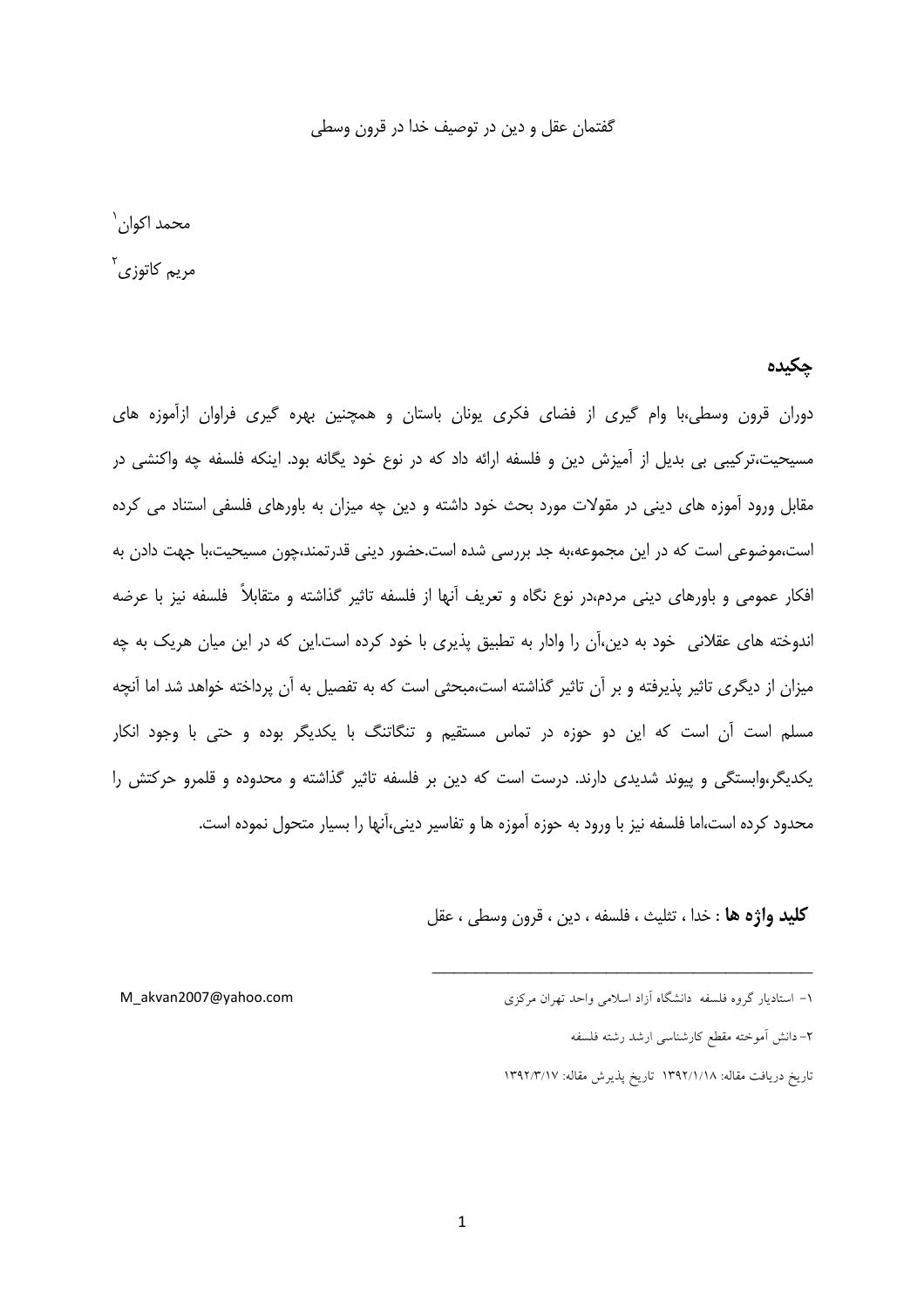# گفتمان عقل و دین در توصیف خدا در قرون وسطی

محمد اکوان[1]

مریم کاتوزی[2]

## چکیده

دوران قرون وسطی،با وام گیری از فضای فکری یونان باستان و همچنین بهره گیری فراوان ازآموزه های مسیحیت،ترکیبی بی بدیل از آمیزش دین و فلسفه ارائه داد که در نوع خود یگانه بود. اینکه فلسفه چه واکنشی در مقابل ورود آموزه های دینی در مقولات مورد بحث خود داشته و دین چه میزان به باورهای فلسفی استناد می کرده است،موضوعی است که در این مجموعه،به جد بررسی شده است.حضور دینی قدرتمند،چون مسیحیت،با جهت دادن به افکار عمومی و باورهای دینی مردم،در نوع نگاه و تعریف آنها از فلسفه تاثیر گذاشته و متقابلاً فلسفه نیز با عرضه اندوخته های عقلانی خود به دین،آن را وادار به تطبیق پذیری با خود کرده است.این که در این میان هریک به چه میزان از دیگری تاثیر پذیرفته و بر آن تاثیر گذاشته است،مبحثی است که به تفصیل به آن پرداخته خواهد شد اما آنچه مسلم است آن است که این دو حوزه در تماس مستقیم و تنگاتنگ با یکدیگر بوده و حتی با وجود انکار یکدیگر،وابستگی و پیوند شدیدی دارند. درست است که دین بر فلسفه تاثیر گذاشته و محدوده و قلمرو حرکتش را محدود کرده است،اما فلسفه نیز با ورود به حوزه آموزه ها و تفاسیر دینی،آنها را بسیار متحول نموده است.

**کلید واژه ها** : خدا ، تثلیث ، فلسفه ، دین ، قرون وسطی ، عقل

---

[1] - استادیار گروه فلسفه دانشگاه آزاد اسلامی واحد تهران مرکزی M_akvan2007@yahoo.com

[2] - دانش آموخته مقطع کارشناسی ارشد رشته فلسفه

تاریخ دریافت مقاله: ۱۳۹۲/۱/۱۸ تاریخ پذیرش مقاله: ۱۳۹۲/۳/۱۷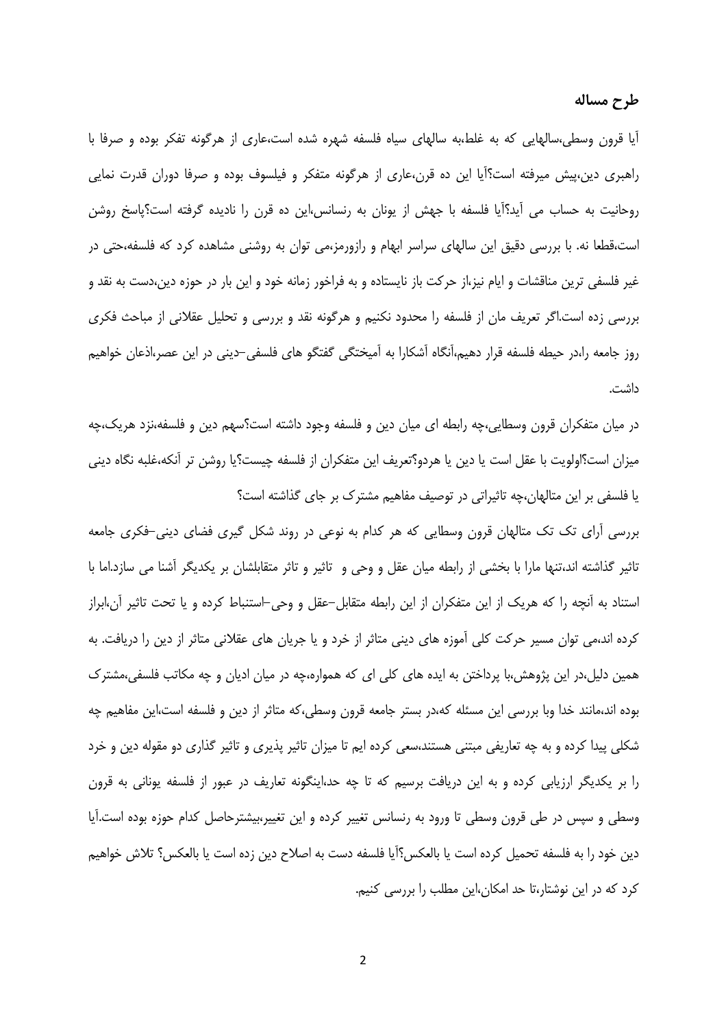## طرح مساله

آیا قرون وسطی،سالهایی که به غلط،به سالهای سیاه فلسفه شهره شده است،عاری از هرگونه تفکر بوده و صرفا با راهبری دین،پیش میرفته است؟آیا این ده قرن،عاری از هرگونه متفکر و فیلسوف بوده و صرفا دوران قدرت نمایی روحانیت به حساب می آید؟آیا فلسفه با جهش از یونان به رنسانس،این ده قرن را نادیده گرفته است؟پاسخ روشن است،قطعا نه. با بررسی دقیق این سالهای سراسر ابهام و رازورمز،می توان به روشنی مشاهده کرد که فلسفه،حتی در غیر فلسفی ترین مناقشات و ایام نیز،از حرکت باز نایستاده و به فراخور زمانه خود و این بار در حوزه دین،دست به نقد و بررسی زده است.اگر تعریف مان از فلسفه را محدود نکنیم و هرگونه نقد و بررسی و تحلیل عقلانی از مباحث فکری روز جامعه را،در حیطه فلسفه قرار دهیم،آنگاه آشکارا به آمیختگی گفتگو های فلسفی–دینی در این عصر،اذعان خواهیم داشت.

در میان متفکران قرون وسطایی،چه رابطه ای میان دین و فلسفه وجود داشته است؟سهم دین و فلسفه،نزد هریک،چه میزان است؟اولویت با عقل است یا دین یا هردو؟تعریف این متفکران از فلسفه چیست؟یا روشن تر آنکه،غلبه نگاه دینی یا فلسفی بر این متالهان،چه تاثیراتی در توصیف مفاهیم مشترک بر جای گذاشته است؟

بررسی آرای تک تک متالهان قرون وسطایی که هر کدام به نوعی در روند شکل گیری فضای دینی–فکری جامعه تاثیر گذاشته اند،تنها مارا با بخشی از رابطه میان عقل و وحی و تاثیر و تاثر متقابلشان بر یکدیگر آشنا می سازد.اما با استناد به آنچه را که هریک از این متفکران از این رابطه متقابل–عقل و وحی–استنباط کرده و یا تحت تاثیر آن،ابراز کرده اند،می توان مسیر حرکت کلی آموزه های دینی متاثر از خرد و یا جریان های عقلانی متاثر از دین را دریافت. به همین دلیل،در این پژوهش،با پرداختن به ایده های کلی ای که همواره،چه در میان ادیان و چه مکاتب فلسفی،مشترک بوده اند،مانند خدا وبا بررسی این مسئله که،در بستر جامعه قرون وسطی،که متاثر از دین و فلسفه است،این مفاهیم چه شکلی پیدا کرده و به چه تعاریفی مبتنی هستند،سعی کرده ایم تا میزان تاثیر پذیری و تاثیر گذاری دو مقوله دین و خرد را بر یکدیگر ارزیابی کرده و به این دریافت برسیم که تا چه حد،اینگونه تعاریف در عبور از فلسفه یونانی به قرون وسطی و سپس در طی قرون وسطی تا ورود به رنسانس تغییر کرده و این تغییر،بیشترحاصل کدام حوزه بوده است.آیا دین خود را به فلسفه تحمیل کرده است یا بالعکس؟آیا فلسفه دست به اصلاح دین زده است یا بالعکس؟ تلاش خواهیم کرد که در این نوشتار،تا حد امکان،این مطلب را بررسی کنیم.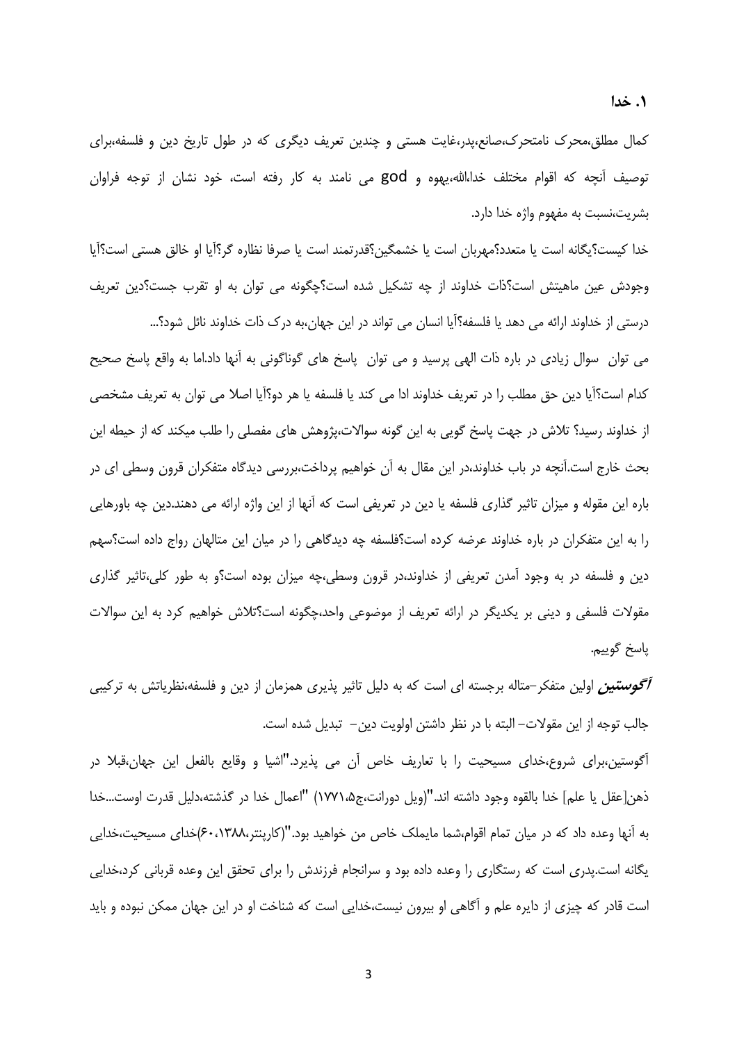## ۱. خدا

کمال مطلق،محرک نامتحرک،صانع،پدر،غایت هستی و چندین تعریف دیگری که در طول تاریخ دین و فلسفه،برای توصیف آنچه که اقوام مختلف خدا،الله،یهوه و god می نامند به کار رفته است، خود نشان از توجه فراوان بشریت،نسبت به مفهوم واژه خدا دارد.

خدا کیست؟یگانه است یا متعدد؟مهربان است یا خشمگین؟قدرتمند است یا صرفا نظاره گر؟آیا او خالق هستی است؟آیا وجودش عین ماهیتش است؟ذات خداوند از چه تشکیل شده است؟چگونه می توان به او تقرب جست؟دین تعریف درستی از خداوند ارائه می دهد یا فلسفه؟آیا انسان می تواند در این جهان،به درک ذات خداوند نائل شود؟...

می توان سوال زیادی در باره ذات الهی پرسید و می توان پاسخ های گوناگونی به آنها داد.اما به واقع پاسخ صحیح کدام است؟آیا دین حق مطلب را در تعریف خداوند ادا می کند یا فلسفه یا هر دو؟آیا اصلا می توان به تعریف مشخصی از خداوند رسید؟ تلاش در جهت پاسخ گویی به این گونه سوالات،پژوهش های مفصلی را طلب میکند که از حیطه این بحث خارج است.آنچه در باب خداوند،در این مقال به آن خواهیم پرداخت،بررسی دیدگاه متفکران قرون وسطی ای در باره این مقوله و میزان تاثیر گذاری فلسفه یا دین در تعریفی است که آنها از این واژه ارائه می دهند.دین چه باورهایی را به این متفکران در باره خداوند عرضه کرده است؟فلسفه چه دیدگاهی را در میان این متالهان رواج داده است؟سهم دین و فلسفه در به وجود آمدن تعریفی از خداوند،در قرون وسطی،چه میزان بوده است؟و به طور کلی،تاثیر گذاری مقولات فلسفی و دینی بر یکدیگر در ارائه تعریف از موضوعی واحد،چگونه است؟تلاش خواهیم کرد به این سوالات پاسخ گوییم.

***آگوستین*** اولین متفکر–متاله برجسته ای است که به دلیل تاثیر پذیری همزمان از دین و فلسفه،نظریاتش به ترکیبی جالب توجه از این مقولات– البته با در نظر داشتن اولویت دین– تبدیل شده است.

آگوستین،برای شروع،خدای مسیحیت را با تعاریف خاص آن می پذیرد."اشیا و وقایع بالفعل این جهان،قبلا در ذهن[عقل یا علم] خدا بالقوه وجود داشته اند."(ویل دورانت،ج۵،۱۷۷۱) "اعمال خدا در گذشته،دلیل قدرت اوست...خدا به آنها وعده داد که در میان تمام اقوام،شما مایملک خاص من خواهید بود."(کارپنتر،۱۳۸۸،۶۰)خدای مسیحیت،خدایی یگانه است.پدری است که رستگاری را وعده داده بود و سرانجام فرزندش را برای تحقق این وعده قربانی کرد،خدایی است قادر که چیزی از دایره علم و آگاهی او بیرون نیست،خدایی است که شناخت او در این جهان ممکن نبوده و باید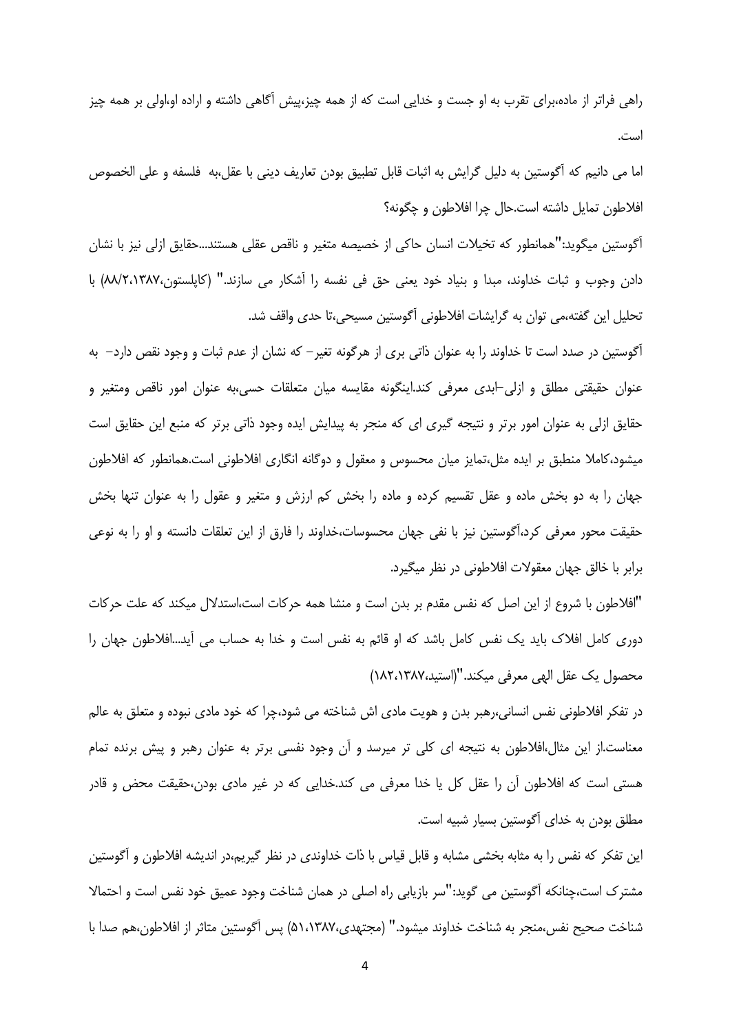راهی فراتر از ماده،برای تقرب به او جست و خدایی است که از همه چیز،پیش آگاهی داشته و اراده او،اولی بر همه چیز است.

اما می دانیم که آگوستین به دلیل گرایش به اثبات قابل تطبیق بودن تعاریف دینی با عقل،به فلسفه و علی الخصوص افلاطون تمایل داشته است.حال چرا افلاطون و چگونه؟

آگوستین میگوید:"همانطور که تخیلات انسان حاکی از خصیصه متغیر و ناقص عقلی هستند...حقایق ازلی نیز با نشان دادن وجوب و ثبات خداوند، مبدا و بنیاد خود یعنی حق فی نفسه را آشکار می سازند." (کاپلستون،۱۳۸۷،۸۸/۲) با تحلیل این گفته،می توان به گرایشات افلاطونی آگوستین مسیحی،تا حدی واقف شد.

آگوستین در صدد است تا خداوند را به عنوان ذاتی بری از هرگونه تغیر- که نشان از عدم ثبات و وجود نقص دارد- به عنوان حقیقتی مطلق و ازلی-ابدی معرفی کند.اینگونه مقایسه میان متعلقات حسی،به عنوان امور ناقص ومتغیر و حقایق ازلی به عنوان امور برتر و نتیجه گیری ای که منجر به پیدایش ایده وجود ذاتی برتر که منبع این حقایق است میشود،کاملا منطبق بر ایده مثل،تمایز میان محسوس و معقول و دوگانه انگاری افلاطونی است.همانطور که افلاطون جهان را به دو بخش ماده و عقل تقسیم کرده و ماده را بخش کم ارزش و متغیر و عقول را به عنوان تنها بخش حقیقت محور معرفی کرد،آگوستین نیز با نفی جهان محسوسات،خداوند را فارق از این تعلقات دانسته و او را به نوعی برابر با خالق جهان معقولات افلاطونی در نظر میگیرد.

"افلاطون با شروع از این اصل که نفس مقدم بر بدن است و منشا همه حرکات است،استدلال میکند که علت حرکات دوری کامل افلاک باید یک نفس کامل باشد که او قائم به نفس است و خدا به حساب می آید...افلاطون جهان را محصول یک عقل الهی معرفی میکند."(استید،۱۳۸۷،۱۸۲)

در تفکر افلاطونی نفس انسانی،رهبر بدن و هویت مادی اش شناخته می شود،چرا که خود مادی نبوده و متعلق به عالم معناست.از این مثال،افلاطون به نتیجه ای کلی تر میرسد و آن وجود نفسی برتر به عنوان رهبر و پیش برنده تمام هستی است که افلاطون آن را عقل کل یا خدا معرفی می کند.خدایی که در غیر مادی بودن،حقیقت محض و قادر مطلق بودن به خدای آگوستین بسیار شبیه است.

این تفکر که نفس را به مثابه بخشی مشابه و قابل قیاس با ذات خداوندی در نظر گیریم،در اندیشه افلاطون و آگوستین مشترک است،چنانکه آگوستین می گوید:"سر بازیابی راه اصلی در همان شناخت وجود عمیق خود نفس است و احتمالا شناخت صحیح نفس،منجر به شناخت خداوند میشود." (مجتهدی،۱۳۸۷،۵۱) پس آگوستین متاثر از افلاطون،هم صدا با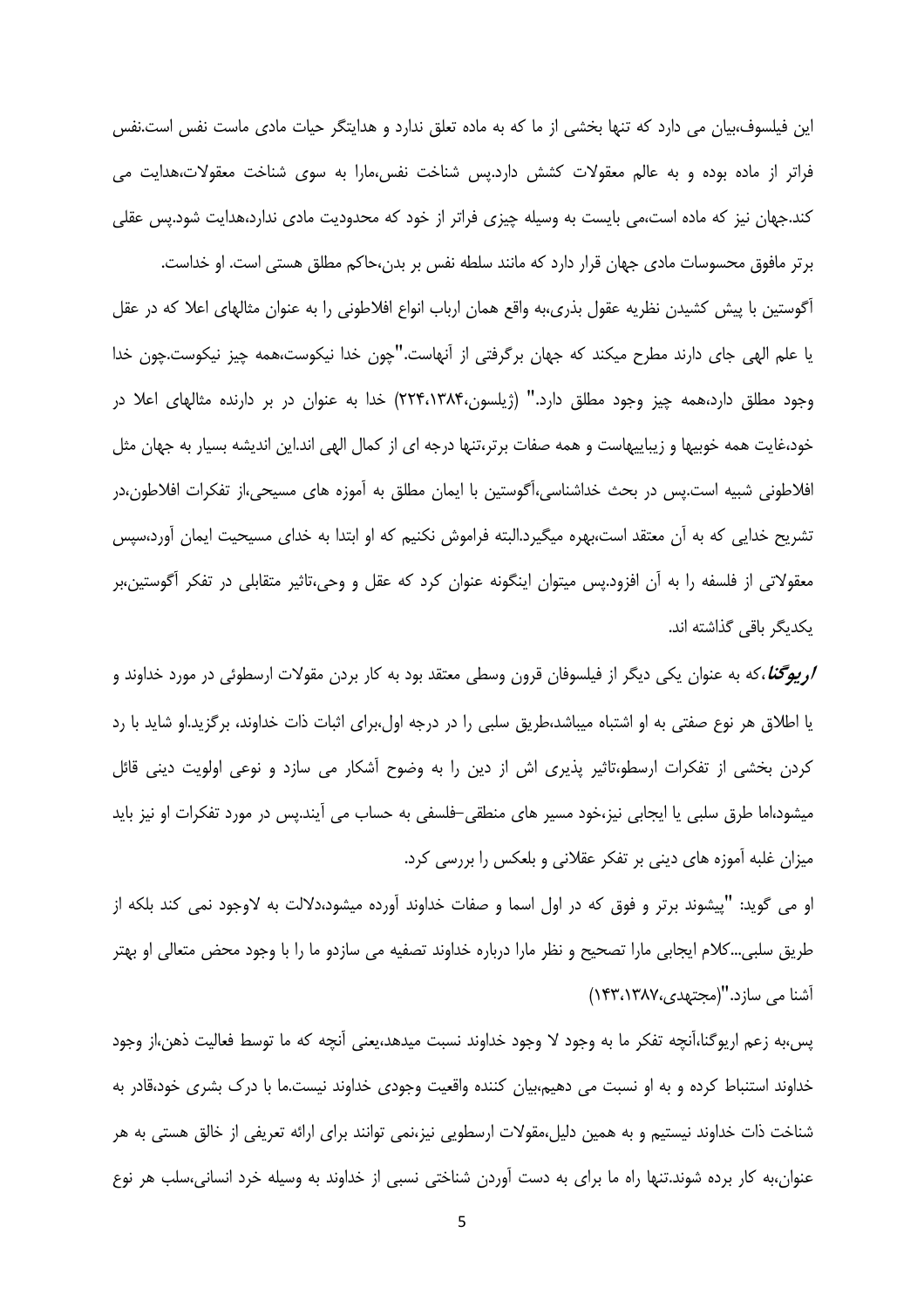این فیلسوف،بیان می دارد که تنها بخشی از ما که به ماده تعلق ندارد و هدایتگر حیات مادی ماست نفس است.نفس فراتر از ماده بوده و به عالم معقولات کشش دارد.پس شناخت نفس،مارا به سوی شناخت معقولات،هدایت می کند.جهان نیز که ماده است،می بایست به وسیله چیزی فراتر از خود که محدودیت مادی ندارد،هدایت شود.پس عقلی برتر مافوق محسوسات مادی جهان قرار دارد که مانند سلطه نفس بر بدن،حاکم مطلق هستی است. او خداست.

آگوستین با پیش کشیدن نظریه عقول بذری،به واقع همان ارباب انواع افلاطونی را به عنوان مثالهای اعلا که در عقل یا علم الهی جای دارند مطرح میکند که جهان برگرفتی از آنهاست."چون خدا نیکوست،همه چیز نیکوست.چون خدا وجود مطلق دارد،همه چیز وجود مطلق دارد." (ژیلسون،۱۳۸۴،۲۲۴) خدا به عنوان در بر دارنده مثالهای اعلا در خود،غایت همه خوبیها و زیباییهاست و همه صفات برتر،تنها درجه ای از کمال الهی اند.این اندیشه بسیار به جهان مثل افلاطونی شبیه است.پس در بحث خداشناسی،آگوستین با ایمان مطلق به آموزه های مسیحی،از تفکرات افلاطون،در تشریح خدایی که به آن معتقد است،بهره میگیرد.البته فراموش نکنیم که او ابتدا به خدای مسیحیت ایمان آورد،سپس معقولاتی از فلسفه را به آن افزود.پس میتوان اینگونه عنوان کرد که عقل و وحی،تاثیر متقابلی در تفکر آگوستین،بر یکدیگر باقی گذاشته اند.

***اریوگنا***،که به عنوان یکی دیگر از فیلسوفان قرون وسطی معتقد بود به کار بردن مقولات ارسطوئی در مورد خداوند و یا اطلاق هر نوع صفتی به او اشتباه میباشد،طریق سلبی را در درجه اول،برای اثبات ذات خداوند، برگزید.او شاید با رد کردن بخشی از تفکرات ارسطو،تاثیر پذیری اش از دین را به وضوح آشکار می سازد و نوعی اولویت دینی قائل میشود،اما طرق سلبی یا ایجابی نیز،خود مسیر های منطقی-فلسفی به حساب می آیند.پس در مورد تفکرات او نیز باید میزان غلبه آموزه های دینی بر تفکر عقلانی و بلعکس را بررسی کرد.

او می گوید: "پیشوند برتر و فوق که در اول اسما و صفات خداوند آورده میشود،دلالت به لاوجود نمی کند بلکه از طریق سلبی...کلام ایجابی مارا تصحیح و نظر مارا درباره خداوند تصفیه می سازدو ما را با وجود محض متعالی او بهتر آشنا می سازد."(مجتهدی،۱۳۸۷،۱۴۳)

پس،به زعم اریوگنا،آنچه تفکر ما به وجود لا وجود خداوند نسبت میدهد،یعنی آنچه که ما توسط فعالیت ذهن،از وجود خداوند استنباط کرده و به او نسبت می دهیم،بیان کننده واقعیت وجودی خداوند نیست.ما با درک بشری خود،قادر به شناخت ذات خداوند نیستیم و به همین دلیل،مقولات ارسطویی نیز،نمی توانند برای ارائه تعریفی از خالق هستی به هر عنوان،به کار برده شوند.تنها راه ما برای به دست آوردن شناختی نسبی از خداوند به وسیله خرد انسانی،سلب هر نوع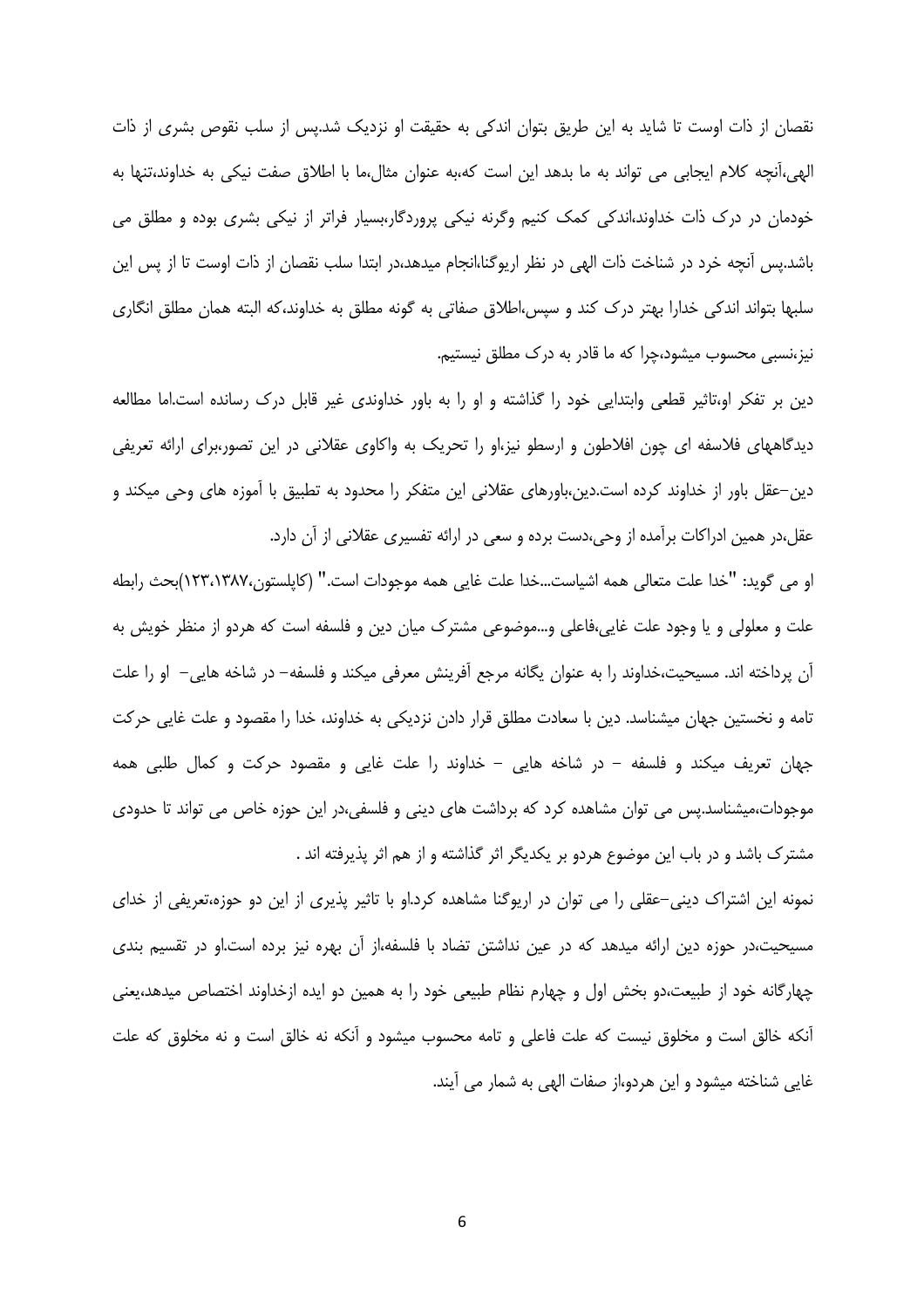نقصان از ذات اوست تا شاید به این طریق بتوان اندکی به حقیقت او نزدیک شد.پس از سلب نقوص بشری از ذات الهی،آنچه کلام ایجابی می تواند به ما بدهد این است که،به عنوان مثال،ما با اطلاق صفت نیکی به خداوند،تنها به خودمان در درک ذات خداوند،اندکی کمک کنیم وگرنه نیکی پروردگار،بسیار فراتر از نیکی بشری بوده و مطلق می باشد.پس آنچه خرد در شناخت ذات الهی در نظر اریوگنا،انجام میدهد،در ابتدا سلب نقصان از ذات اوست تا از پس این سلبها بتواند اندکی خدارا بهتر درک کند و سپس،اطلاق صفاتی به گونه مطلق به خداوند،که البته همان مطلق انگاری نیز،نسبی محسوب میشود،چرا که ما قادر به درک مطلق نیستیم.

دین بر تفکر او،تاثیر قطعی وابتدایی خود را گذاشته و او را به باور خداوندی غیر قابل درک رسانده است.اما مطالعه دیدگاههای فلاسفه ای چون افلاطون و ارسطو نیز،او را تحریک به واکاوی عقلانی در این تصور،برای ارائه تعریفی دین–عقل باور از خداوند کرده است.دین،باورهای عقلانی این متفکر را محدود به تطبیق با آموزه های وحی میکند و عقل،در همین ادراکات برآمده از وحی،دست برده و سعی در ارائه تفسیری عقلانی از آن دارد.

او می گوید: "خدا علت متعالی همه اشیاست...خدا علت غایی همه موجودات است." (کاپلستون،۱۳۸۷،۱۲۳)بحث رابطه علت و معلولی و یا وجود علت غایی،فاعلی و...موضوعی مشترک میان دین و فلسفه است که هردو از منظر خویش به آن پرداخته اند. مسیحیت،خداوند را به عنوان یگانه مرجع آفرینش معرفی میکند و فلسفه– در شاخه هایی– او را علت تامه و نخستین جهان میشناسد. دین با سعادت مطلق قرار دادن نزدیکی به خداوند، خدا را مقصود و علت غایی حرکت جهان تعریف میکند و فلسفه – در شاخه هایی – خداوند را علت غایی و مقصود حرکت و کمال طلبی همه موجودات،میشناسد.پس می توان مشاهده کرد که برداشت های دینی و فلسفی،در این حوزه خاص می تواند تا حدودی مشترک باشد و در باب این موضوع هردو بر یکدیگر اثر گذاشته و از هم اثر پذیرفته اند .

نمونه این اشتراک دینی–عقلی را می توان در اریوگنا مشاهده کرد.او با تاثیر پذیری از این دو حوزه،تعریفی از خدای مسیحیت،در حوزه دین ارائه میدهد که در عین نداشتن تضاد با فلسفه،از آن بهره نیز برده است.او در تقسیم بندی چهارگانه خود از طبیعت،دو بخش اول و چهارم نظام طبیعی خود را به همین دو ایده ازخداوند اختصاص میدهد،یعنی آنکه خالق است و مخلوق نیست که علت فاعلی و تامه محسوب میشود و آنکه نه خالق است و نه مخلوق که علت غایی شناخته میشود و این هردو،از صفات الهی به شمار می آیند.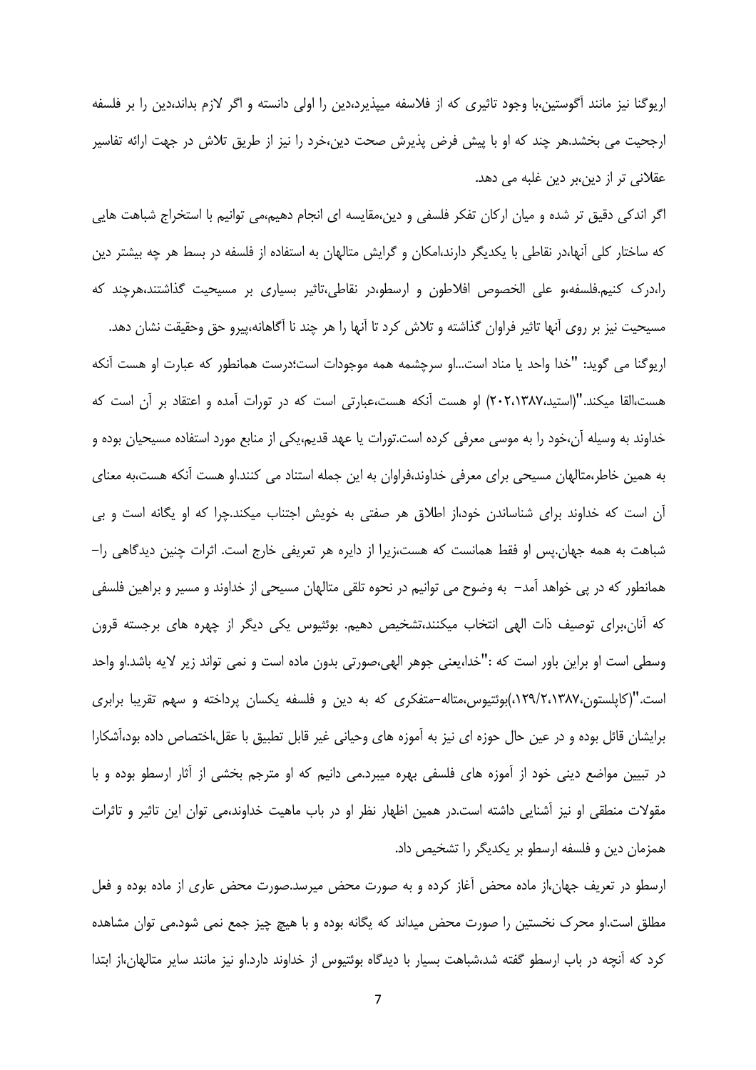اریوگنا نیز مانند آگوستین،با وجود تاثیری که از فلاسفه میپذیرد،دین را اولی دانسته و اگر لازم بداند،دین را بر فلسفه ارجحیت می بخشد.هر چند که او با پیش فرض پذیرش صحت دین،خرد را نیز از طریق تلاش در جهت ارائه تفاسیر عقلانی تر از دین،بر دین غلبه می دهد.

اگر اندکی دقیق تر شده و میان ارکان تفکر فلسفی و دین،مقایسه ای انجام دهیم،می توانیم با استخراج شباهت هایی که ساختار کلی آنها،در نقاطی با یکدیگر دارند،امکان و گرایش متالهان به استفاده از فلسفه در بسط هر چه بیشتر دین را،درک کنیم.فلسفه،و علی الخصوص افلاطون و ارسطو،در نقاطی،تاثیر بسیاری بر مسیحیت گذاشتند،هرچند که مسیحیت نیز بر روی آنها تاثیر فراوان گذاشته و تلاش کرد تا آنها را هر چند نا آگاهانه،پیرو حق وحقیقت نشان دهد.

اریوگنا می گوید: "خدا واحد یا مناد است...او سرچشمه همه موجودات است؛درست همانطور که عبارت او هست آنکه هست،القا میکند."(استید،۱۳۸۷،۲۰۲) او هست آنکه هست،عبارتی است که در تورات آمده و اعتقاد بر آن است که خداوند به وسیله آن،خود را به موسی معرفی کرده است.تورات یا عهد قدیم،یکی از منابع مورد استفاده مسیحیان بوده و به همین خاطر،متالهان مسیحی برای معرفی خداوند،فراوان به این جمله استناد می کنند.او هست آنکه هست،به معنای آن است که خداوند برای شناساندن خود،از اطلاق هر صفتی به خویش اجتناب میکند.چرا که او یگانه است و بی شباهت به همه جهان.پس او فقط همانست که هست،زیرا از دایره هر تعریفی خارج است. اثرات چنین دیدگاهی را– همانطور که در پی خواهد آمد– به وضوح می توانیم در نحوه تلقی متالهان مسیحی از خداوند و مسیر و براهین فلسفی که آنان،برای توصیف ذات الهی انتخاب میکنند،تشخیص دهیم. بوئثیوس یکی دیگر از چهره های برجسته قرون وسطی است او براین باور است که :"خدا،یعنی جوهر الهی،صورتی بدون ماده است و نمی تواند زیر لایه باشد.او واحد است."(کاپلستون،۱۳۸۷،۱۲۹/۲)بوئثیوس،متاله–متفکری که به دین و فلسفه یکسان پرداخته و سهم تقریبا برابری برایشان قائل بوده و در عین حال حوزه ای نیز به آموزه های وحیانی غیر قابل تطبیق با عقل،اختصاص داده بود،آشکارا در تبیین مواضع دینی خود از آموزه های فلسفی بهره میبرد.می دانیم که او مترجم بخشی از آثار ارسطو بوده و با مقولات منطقی او نیز آشنایی داشته است.در همین اظهار نظر او در باب ماهیت خداوند،می توان این تاثیر و تاثرات همزمان دین و فلسفه ارسطو بر یکدیگر را تشخیص داد.

ارسطو در تعریف جهان،از ماده محض آغاز کرده و به صورت محض میرسد.صورت محض عاری از ماده بوده و فعل مطلق است.او محرک نخستین را صورت محض میداند که یگانه بوده و با هیچ چیز جمع نمی شود.می توان مشاهده کرد که آنچه در باب ارسطو گفته شد،شباهت بسیار با دیدگاه بوئثیوس از خداوند دارد.او نیز مانند سایر متالهان،از ابتدا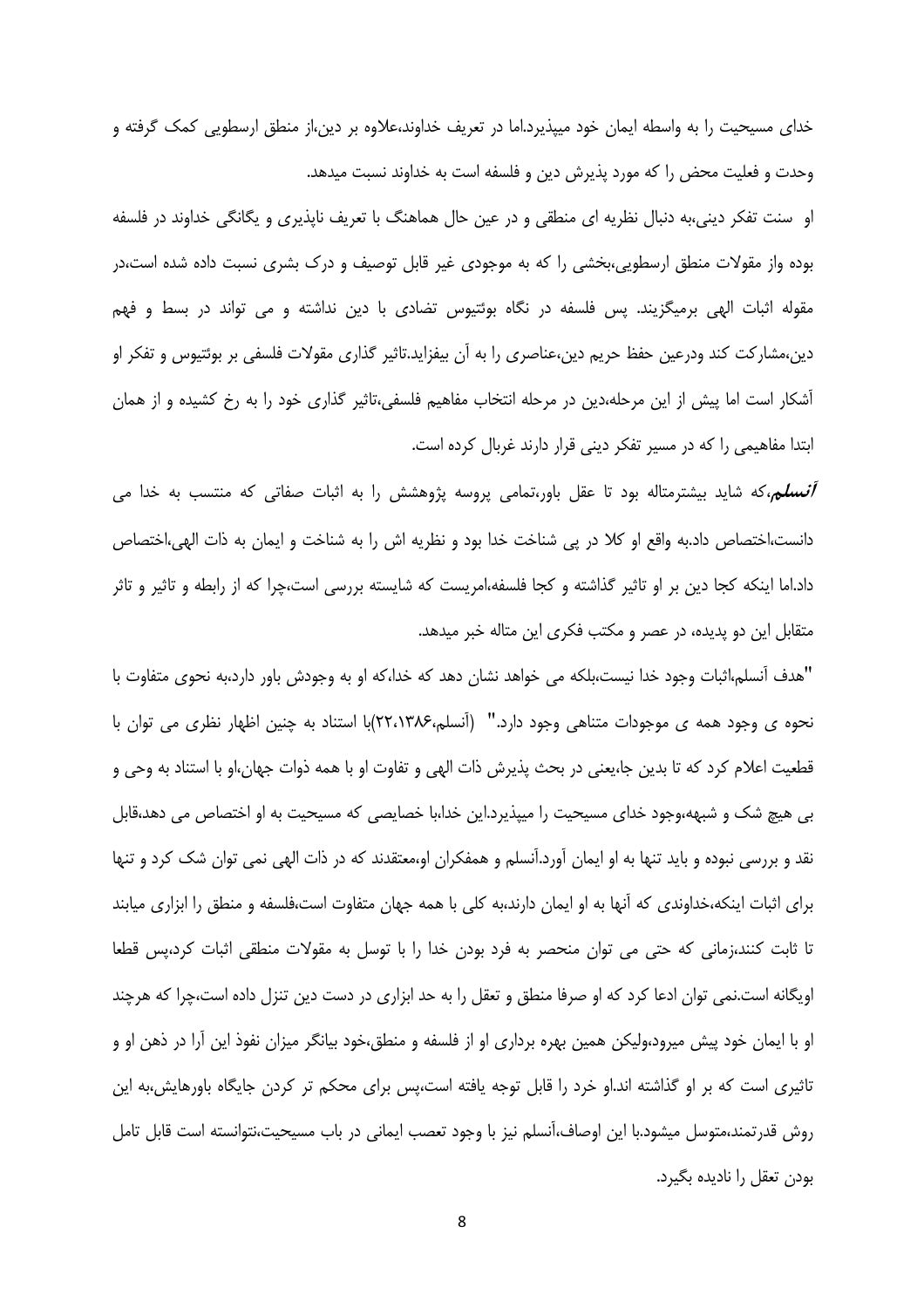خدای مسیحیت را به واسطه ایمان خود میپذیرد.اما در تعریف خداوند،علاوه بر دین،از منطق ارسطویی کمک گرفته و وحدت و فعلیت محض را که مورد پذیرش دین و فلسفه است به خداوند نسبت میدهد.

او سنت تفکر دینی،به دنبال نظریه ای منطقی و در عین حال هماهنگ با تعریف ناپذیری و یگانگی خداوند در فلسفه بوده واز مقولات منطق ارسطویی،بخشی را که به موجودی غیر قابل توصیف و درک بشری نسبت داده شده است،در مقوله اثبات الهی برمیگزیند. پس فلسفه در نگاه بوئتیوس تضادی با دین نداشته و می تواند در بسط و فهم دین،مشارکت کند ودرعین حفظ حریم دین،عناصری را به آن بیفزاید.تاثیر گذاری مقولات فلسفی بر بوئتیوس و تفکر او آشکار است اما پیش از این مرحله،دین در مرحله انتخاب مفاهیم فلسفی،تاثیر گذاری خود را به رخ کشیده و از همان ابتدا مفاهیمی را که در مسیر تفکر دینی قرار دارند غربال کرده است.

***آنسلم***،که شاید بیشترمتاله بود تا عقل باور،تمامی پروسه پژوهشش را به اثبات صفاتی که منتسب به خدا می دانست،اختصاص داد.به واقع او کلا در پی شناخت خدا بود و نظریه اش را به شناخت و ایمان به ذات الهی،اختصاص داد.اما اینکه کجا دین بر او تاثیر گذاشته و کجا فلسفه،امریست که شایسته بررسی است،چرا که از رابطه و تاثیر و تاثر متقابل این دو پدیده، در عصر و مکتب فکری این متاله خبر میدهد.

"هدف آنسلم،اثبات وجود خدا نیست،بلکه می خواهد نشان دهد که خدا،که او به وجودش باور دارد،به نحوی متفاوت با نحوه ی وجود همه ی موجودات متناهی وجود دارد." (آنسلم،۱۳۸۶،۲۲)با استناد به چنین اظهار نظری می توان با قطعیت اعلام کرد که تا بدین جا،یعنی در بحث پذیرش ذات الهی و تفاوت او با همه ذوات جهان،او با استناد به وحی و بی هیچ شک و شبهه،وجود خدای مسیحیت را میپذیرد.این خدا،با خصایصی که مسیحیت به او اختصاص می دهد،قابل نقد و بررسی نبوده و باید تنها به او ایمان آورد.آنسلم و همفکران او،معتقدند که در ذات الهی نمی توان شک کرد و تنها برای اثبات اینکه،خداوندی که آنها به او ایمان دارند،به کلی با همه جهان متفاوت است،فلسفه و منطق را ابزاری میابند تا ثابت کنند،زمانی که حتی می توان منحصر به فرد بودن خدا را با توسل به مقولات منطقی اثبات کرد،پس قطعا اویگانه است.نمی توان ادعا کرد که او صرفا منطق و تعقل را به حد ابزاری در دست دین تنزل داده است،چرا که هرچند او با ایمان خود پیش میرود،ولیکن همین بهره برداری او از فلسفه و منطق،خود بیانگر میزان نفوذ این آرا در ذهن او و تاثیری است که بر او گذاشته اند.او خرد را قابل توجه یافته است،پس برای محکم تر کردن جایگاه باورهایش،به این روش قدرتمند،متوسل میشود.با این اوصاف،آنسلم نیز با وجود تعصب ایمانی در باب مسیحیت،نتوانسته است قابل تامل بودن تعقل را نادیده بگیرد.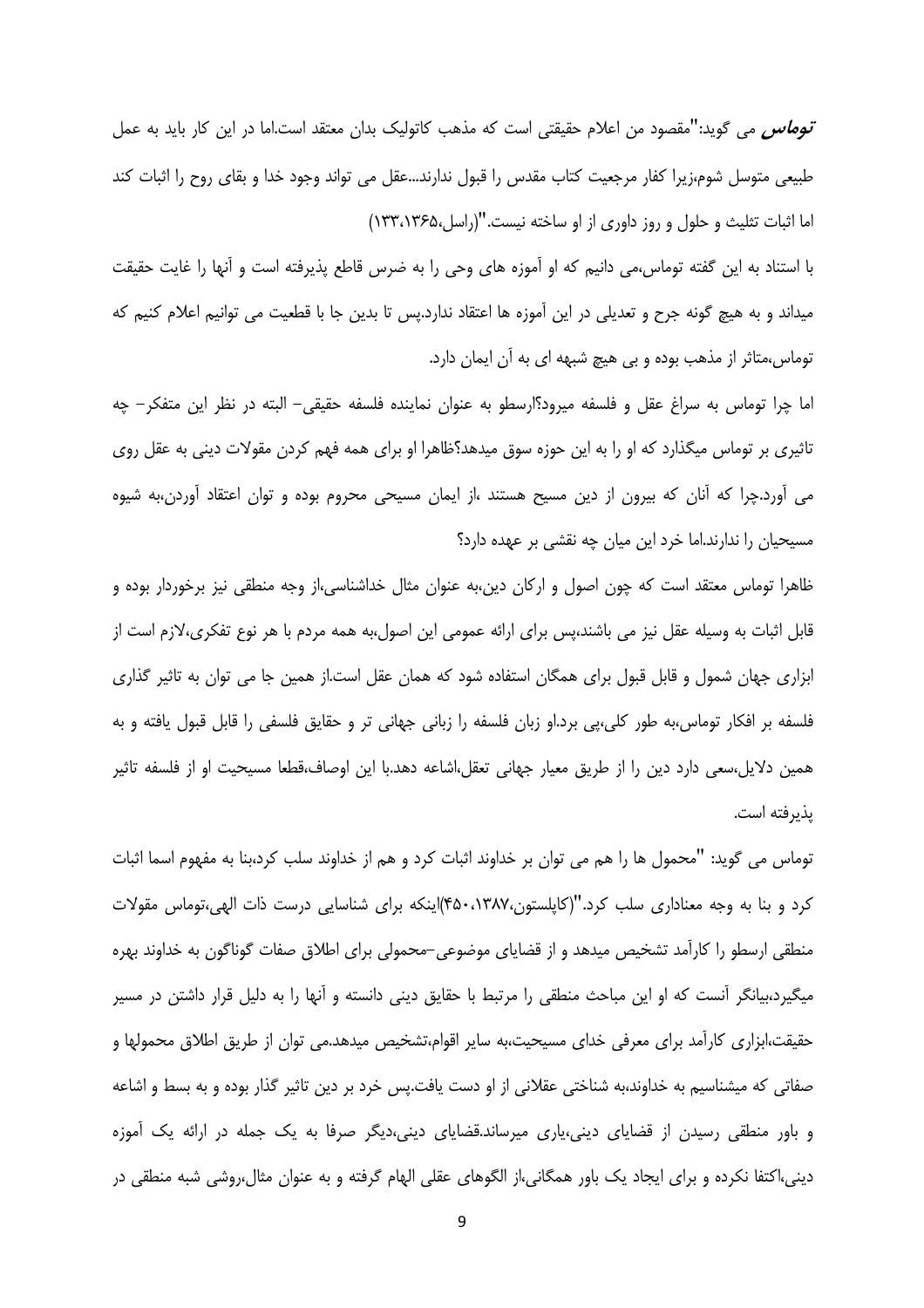***توماس*** می گوید:"مقصود من اعلام حقیقتی است که مذهب کاتولیک بدان معتقد است.اما در این کار باید به عمل طبیعی متوسل شوم،زیرا کفار مرجعیت کتاب مقدس را قبول ندارند...عقل می تواند وجود خدا و بقای روح را اثبات کند اما اثبات تثلیث و حلول و روز داوری از او ساخته نیست."(راسل،۱۳۶۵،۱۳۳)

با استناد به این گفته توماس،می دانیم که او آموزه های وحی را به ضرس قاطع پذیرفته است و آنها را غایت حقیقت میداند و به هیچ گونه جرح و تعدیلی در این آموزه ها اعتقاد ندارد.پس تا بدین جا با قطعیت می توانیم اعلام کنیم که توماس،متاثر از مذهب بوده و بی هیچ شبهه ای به آن ایمان دارد.

اما چرا توماس به سراغ عقل و فلسفه میرود؟ارسطو به عنوان نماینده فلسفه حقیقی- البته در نظر این متفکر- چه تاثیری بر توماس میگذارد که او را به این حوزه سوق میدهد؟ظاهرا او برای همه فهم کردن مقولات دینی به عقل روی می آورد.چرا که آنان که بیرون از دین مسیح هستند ،از ایمان مسیحی محروم بوده و توان اعتقاد آوردن،به شیوه مسیحیان را ندارند.اما خرد این میان چه نقشی بر عهده دارد؟

ظاهرا توماس معتقد است که چون اصول و ارکان دین،به عنوان مثال خداشناسی،از وجه منطقی نیز برخوردار بوده و قابل اثبات به وسیله عقل نیز می باشند،پس برای ارائه عمومی این اصول،به همه مردم با هر نوع تفکری،لازم است از ابزاری جهان شمول و قابل قبول برای همگان استفاده شود که همان عقل است.از همین جا می توان به تاثیر گذاری فلسفه بر افکار توماس،به طور کلی،پی برد.او زبان فلسفه را زبانی جهانی تر و حقایق فلسفی را قابل قبول یافته و به همین دلایل،سعی دارد دین را از طریق معیار جهانی تعقل،اشاعه دهد.با این اوصاف،قطعا مسیحیت او از فلسفه تاثیر پذیرفته است.

توماس می گوید: "محمول ها را هم می توان بر خداوند اثبات کرد و هم از خداوند سلب کرد،بنا به مفهوم اسما اثبات کرد و بنا به وجه معناداری سلب کرد."(کاپلستون،۱۳۸۷،۴۵۰)اینکه برای شناسایی درست ذات الهی،توماس مقولات منطقی ارسطو را کارآمد تشخیص میدهد و از قضایای موضوعی-محمولی برای اطلاق صفات گوناگون به خداوند بهره میگیرد،بیانگر آنست که او این مباحث منطقی را مرتبط با حقایق دینی دانسته و آنها را به دلیل قرار داشتن در مسیر حقیقت،ابزاری کارآمد برای معرفی خدای مسیحیت،به سایر اقوام،تشخیص میدهد.می توان از طریق اطلاق محمولها و صفاتی که میشناسیم به خداوند،به شناختی عقلانی از او دست یافت.پس خرد بر دین تاثیر گذار بوده و به بسط و اشاعه و باور منطقی رسیدن از قضایای دینی،یاری میرساند.قضایای دینی،دیگر صرفا به یک جمله در ارائه یک آموزه دینی،اکتفا نکرده و برای ایجاد یک باور همگانی،از الگوهای عقلی الهام گرفته و به عنوان مثال،روشی شبه منطقی در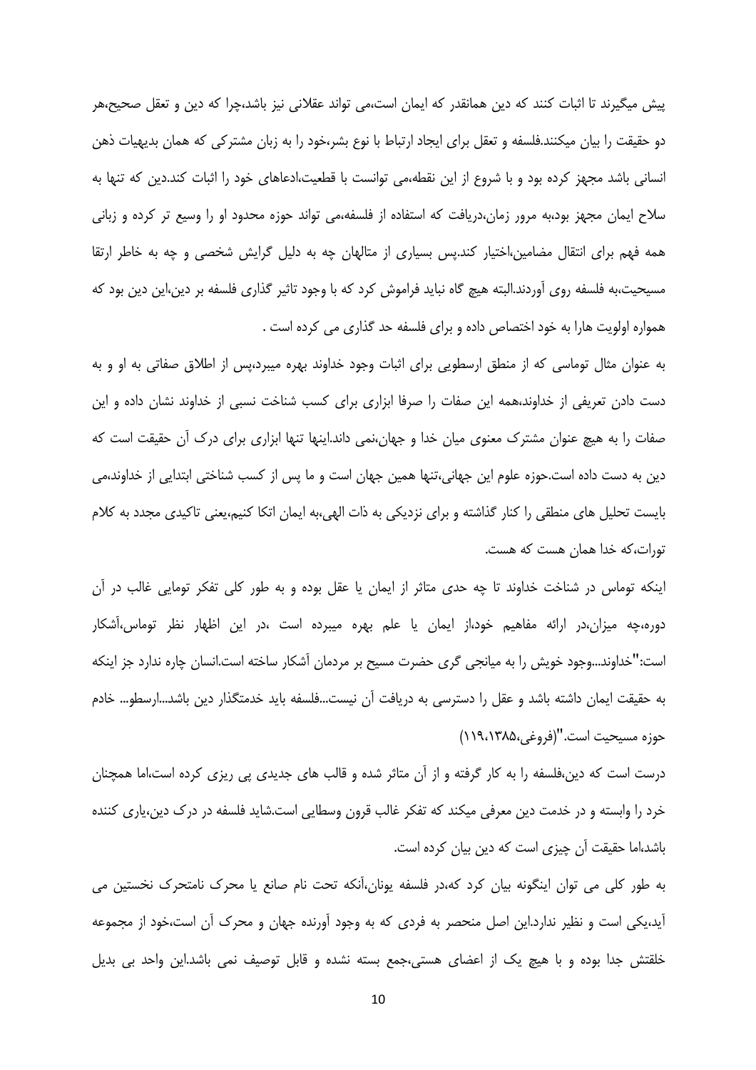پیش میگیرند تا اثبات کنند که دین همانقدر که ایمان است،می تواند عقلانی نیز باشد،چرا که دین و تعقل صحیح،هر دو حقیقت را بیان میکنند.فلسفه و تعقل برای ایجاد ارتباط با نوع بشر،خود را به زبان مشترکی که همان بدیهیات ذهن انسانی باشد مجهز کرده بود و با شروع از این نقطه،می توانست با قطعیت،ادعاهای خود را اثبات کند.دین که تنها به سلاح ایمان مجهز بود،به مرور زمان،دریافت که استفاده از فلسفه،می تواند حوزه محدود او را وسیع تر کرده و زبانی همه فهم برای انتقال مضامین،اختیار کند.پس بسیاری از متالهان چه به دلیل گرایش شخصی و چه به خاطر ارتقا مسیحیت،به فلسفه روی آوردند.البته هیچ گاه نباید فراموش کرد که با وجود تاثیر گذاری فلسفه بر دین،این دین بود که همواره اولویت هارا به خود اختصاص داده و برای فلسفه حد گذاری می کرده است .

به عنوان مثال توماسی که از منطق ارسطویی برای اثبات وجود خداوند بهره میبرد،پس از اطلاق صفاتی به او و به دست دادن تعریفی از خداوند،همه این صفات را صرفا ابزاری برای کسب شناخت نسبی از خداوند نشان داده و این صفات را به هیچ عنوان مشترک معنوی میان خدا و جهان،نمی داند.اینها تنها ابزاری برای درک آن حقیقت است که دین به دست داده است.حوزه علوم این جهانی،تنها همین جهان است و ما پس از کسب شناختی ابتدایی از خداوند،می بایست تحلیل های منطقی را کنار گذاشته و برای نزدیکی به ذات الهی،به ایمان اتکا کنیم،یعنی تاکیدی مجدد به کلام تورات،که خدا همان هست که هست.

اینکه توماس در شناخت خداوند تا چه حدی متاثر از ایمان یا عقل بوده و به طور کلی تفکر تومایی غالب در آن دوره،چه میزان،در ارائه مفاهیم خود،از ایمان یا علم بهره میبرده است ،در این اظهار نظر توماس،آشکار است:"خداوند...وجود خویش را به میانجی گری حضرت مسیح بر مردمان آشکار ساخته است.انسان چاره ندارد جز اینکه به حقیقت ایمان داشته باشد و عقل را دسترسی به دریافت آن نیست...فلسفه باید خدمتگذار دین باشد...ارسطو... خادم حوزه مسیحیت است."(فروغی،۱۳۸۵،۱۱۹)

درست است که دین،فلسفه را به کار گرفته و از آن متاثر شده و قالب های جدیدی پی ریزی کرده است،اما همچنان خرد را وابسته و در خدمت دین معرفی میکند که تفکر غالب قرون وسطایی است.شاید فلسفه در درک دین،یاری کننده باشد،اما حقیقت آن چیزی است که دین بیان کرده است.

به طور کلی می توان اینگونه بیان کرد که،در فلسفه یونان،آنکه تحت نام صانع یا محرک نامتحرک نخستین می آید،یکی است و نظیر ندارد.این اصل منحصر به فردی که به وجود آورنده جهان و محرک آن است،خود از مجموعه خلقتش جدا بوده و با هیچ یک از اعضای هستی،جمع بسته نشده و قابل توصیف نمی باشد.این واحد بی بدیل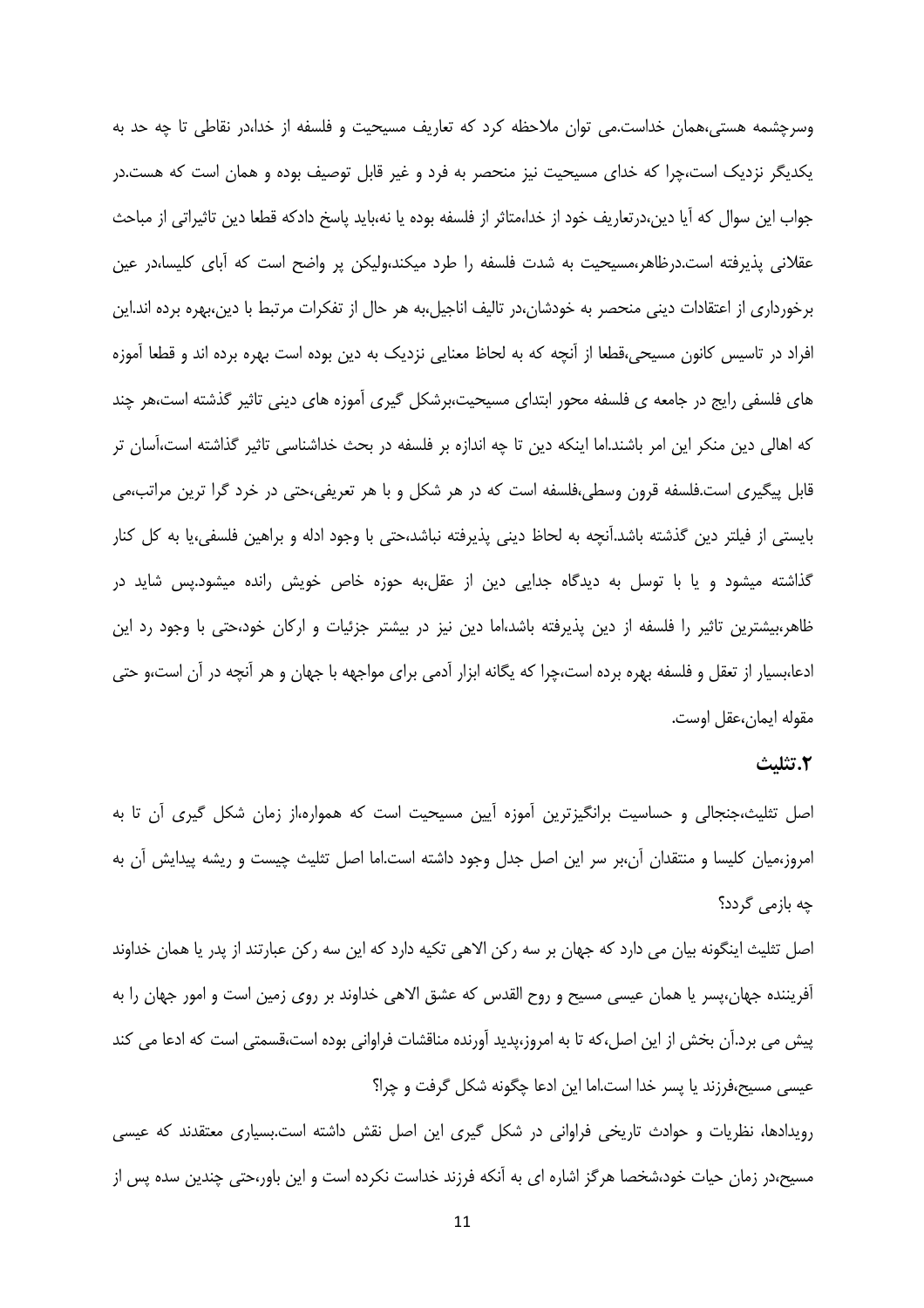وسرچشمه هستی،همان خداست.می توان ملاحظه کرد که تعاریف مسیحیت و فلسفه از خدا،در نقاطی تا چه حد به یکدیگر نزدیک است،چرا که خدای مسیحیت نیز منحصر به فرد و غیر قابل توصیف بوده و همان است که هست.در جواب این سوال که آیا دین،درتعاریف خود از خدا،متاثر از فلسفه بوده یا نه،باید پاسخ دادکه قطعا دین تاثیراتی از مباحث عقلانی پذیرفته است.درظاهر،مسیحیت به شدت فلسفه را طرد میکند،ولیکن پر واضح است که آبای کلیسا،در عین برخورداری از اعتقادات دینی منحصر به خودشان،در تالیف اناجیل،به هر حال از تفکرات مرتبط با دین،بهره برده اند.این افراد در تاسیس کانون مسیحی،قطعا از آنچه که به لحاظ معنایی نزدیک به دین بوده است بهره برده اند و قطعا آموزه های فلسفی رایج در جامعه ی فلسفه محور ابتدای مسیحیت،برشکل گیری آموزه های دینی تاثیر گذشته است،هر چند که اهالی دین منکر این امر باشند.اما اینکه دین تا چه اندازه بر فلسفه در بحث خداشناسی تاثیر گذاشته است،آسان تر قابل پیگیری است.فلسفه قرون وسطی،فلسفه است که در هر شکل و با هر تعریفی،حتی در خرد گرا ترین مراتب،می بایستی از فیلتر دین گذشته باشد.آنچه به لحاظ دینی پذیرفته نباشد،حتی با وجود ادله و براهین فلسفی،یا به کل کنار گذاشته میشود و یا با توسل به دیدگاه جدایی دین از عقل،به حوزه خاص خویش رانده میشود.پس شاید در ظاهر،بیشترین تاثیر را فلسفه از دین پذیرفته باشد،اما دین نیز در بیشتر جزئیات و ارکان خود،حتی با وجود رد این ادعا،بسیار از تعقل و فلسفه بهره برده است،چرا که یگانه ابزار آدمی برای مواجهه با جهان و هر آنچه در آن است،و حتی مقوله ایمان،عقل اوست.

### ۲.تثلیث

اصل تثلیث،جنجالی و حساسیت برانگیزترین آموزه آیین مسیحیت است که همواره،از زمان شکل گیری آن تا به امروز،میان کلیسا و منتقدان آن،بر سر این اصل جدل وجود داشته است.اما اصل تثلیث چیست و ریشه پیدایش آن به چه بازمی گردد؟

اصل تثلیث اینگونه بیان می دارد که جهان بر سه رکن الاهی تکیه دارد که این سه رکن عبارتند از پدر یا همان خداوند آفریننده جهان،پسر یا همان عیسی مسیح و روح القدس که عشق الاهی خداوند بر روی زمین است و امور جهان را به پیش می برد.آن بخش از این اصل،که تا به امروز،پدید آورنده مناقشات فراوانی بوده است،قسمتی است که ادعا می کند عیسی مسیح،فرزند یا پسر خدا است.اما این ادعا چگونه شکل گرفت و چرا؟

رویدادها، نظریات و حوادث تاریخی فراوانی در شکل گیری این اصل نقش داشته است.بسیاری معتقدند که عیسی مسیح،در زمان حیات خود،شخصا هرگز اشاره ای به آنکه فرزند خداست نکرده است و این باور،حتی چندین سده پس از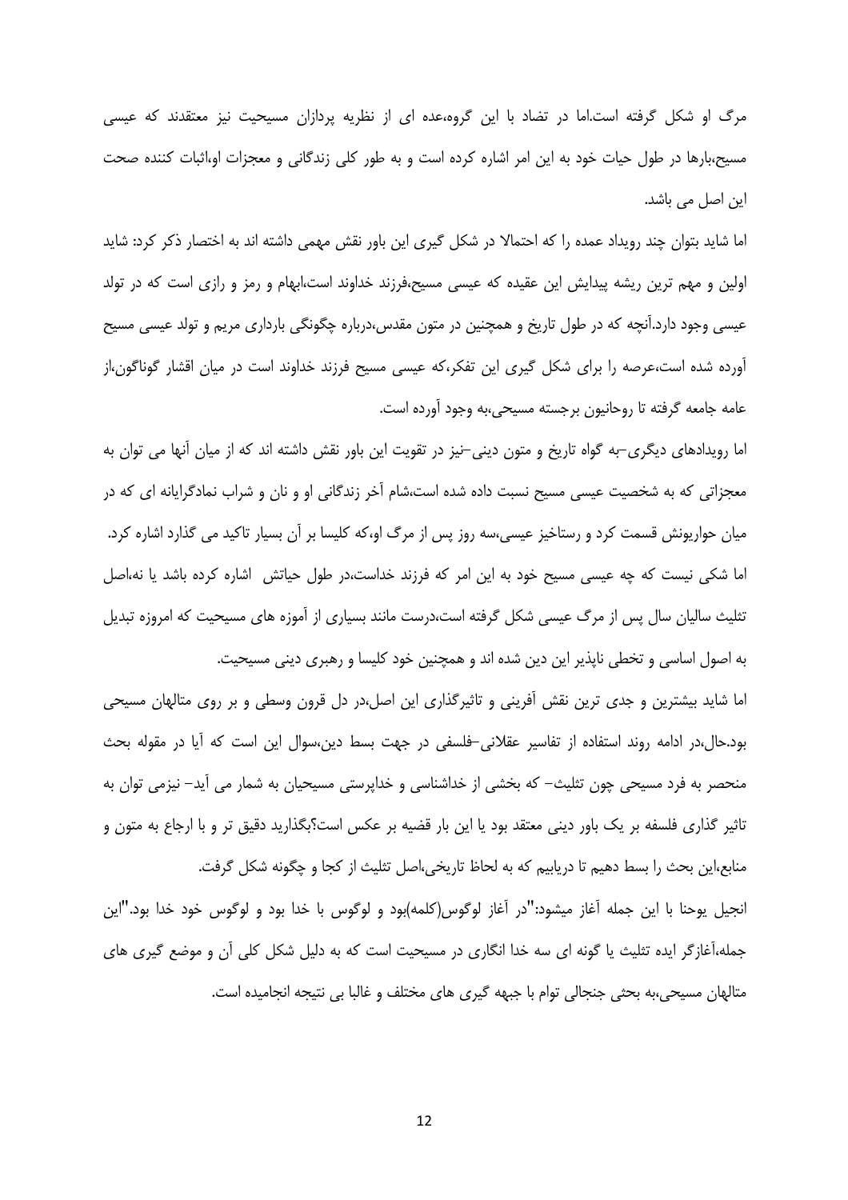مرگ او شکل گرفته است.اما در تضاد با این گروه،عده ای از نظریه پردازان مسیحیت نیز معتقدند که عیسی مسیح،بارها در طول حیات خود به این امر اشاره کرده است و به طور کلی زندگانی و معجزات او،اثبات کننده صحت این اصل می باشد.

اما شاید بتوان چند رویداد عمده را که احتمالا در شکل گیری این باور نقش مهمی داشته اند به اختصار ذکر کرد: شاید اولین و مهم ترین ریشه پیدایش این عقیده که عیسی مسیح،فرزند خداوند است،ابهام و رمز و رازی است که در تولد عیسی وجود دارد.آنچه که در طول تاریخ و همچنین در متون مقدس،درباره چگونگی بارداری مریم و تولد عیسی مسیح آورده شده است،عرصه را برای شکل گیری این تفکر،که عیسی مسیح فرزند خداوند است در میان اقشار گوناگون،از عامه جامعه گرفته تا روحانیون برجسته مسیحی،به وجود آورده است.

اما رویدادهای دیگری–به گواه تاریخ و متون دینی–نیز در تقویت این باور نقش داشته اند که از میان آنها می توان به معجزاتی که به شخصیت عیسی مسیح نسبت داده شده است،شام آخر زندگانی او و نان و شراب نمادگرایانه ای که در میان حواریونش قسمت کرد و رستاخیز عیسی،سه روز پس از مرگ او،که کلیسا بر آن بسیار تاکید می گذارد اشاره کرد. اما شکی نیست که چه عیسی مسیح خود به این امر که فرزند خداست،در طول حیاتش اشاره کرده باشد یا نه،اصل تثلیث سالیان سال پس از مرگ عیسی شکل گرفته است،درست مانند بسیاری از آموزه های مسیحیت که امروزه تبدیل به اصول اساسی و تخطی ناپذیر این دین شده اند و همچنین خود کلیسا و رهبری دینی مسیحیت.

اما شاید بیشترین و جدی ترین نقش آفرینی و تاثیرگذاری این اصل،در دل قرون وسطی و بر روی متالهان مسیحی بود.حال،در ادامه روند استفاده از تفاسیر عقلانی–فلسفی در جهت بسط دین،سوال این است که آیا در مقوله بحث منحصر به فرد مسیحی چون تثلیث– که بخشی از خداشناسی و خداپرستی مسیحیان به شمار می آید– نیزمی توان به تاثیر گذاری فلسفه بر یک باور دینی معتقد بود یا این بار قضیه بر عکس است؟بگذارید دقیق تر و با ارجاع به متون و منابع،این بحث را بسط دهیم تا دریابیم که به لحاظ تاریخی،اصل تثلیث از کجا و چگونه شکل گرفت.

انجیل یوحنا با این جمله آغاز میشود:"در آغاز لوگوس(کلمه)بود و لوگوس با خدا بود و لوگوس خود خدا بود."این جمله،آغازگر ایده تثلیث یا گونه ای سه خدا انگاری در مسیحیت است که به دلیل شکل کلی آن و موضع گیری های متالهان مسیحی،به بحثی جنجالی توام با جبهه گیری های مختلف و غالبا بی نتیجه انجامیده است.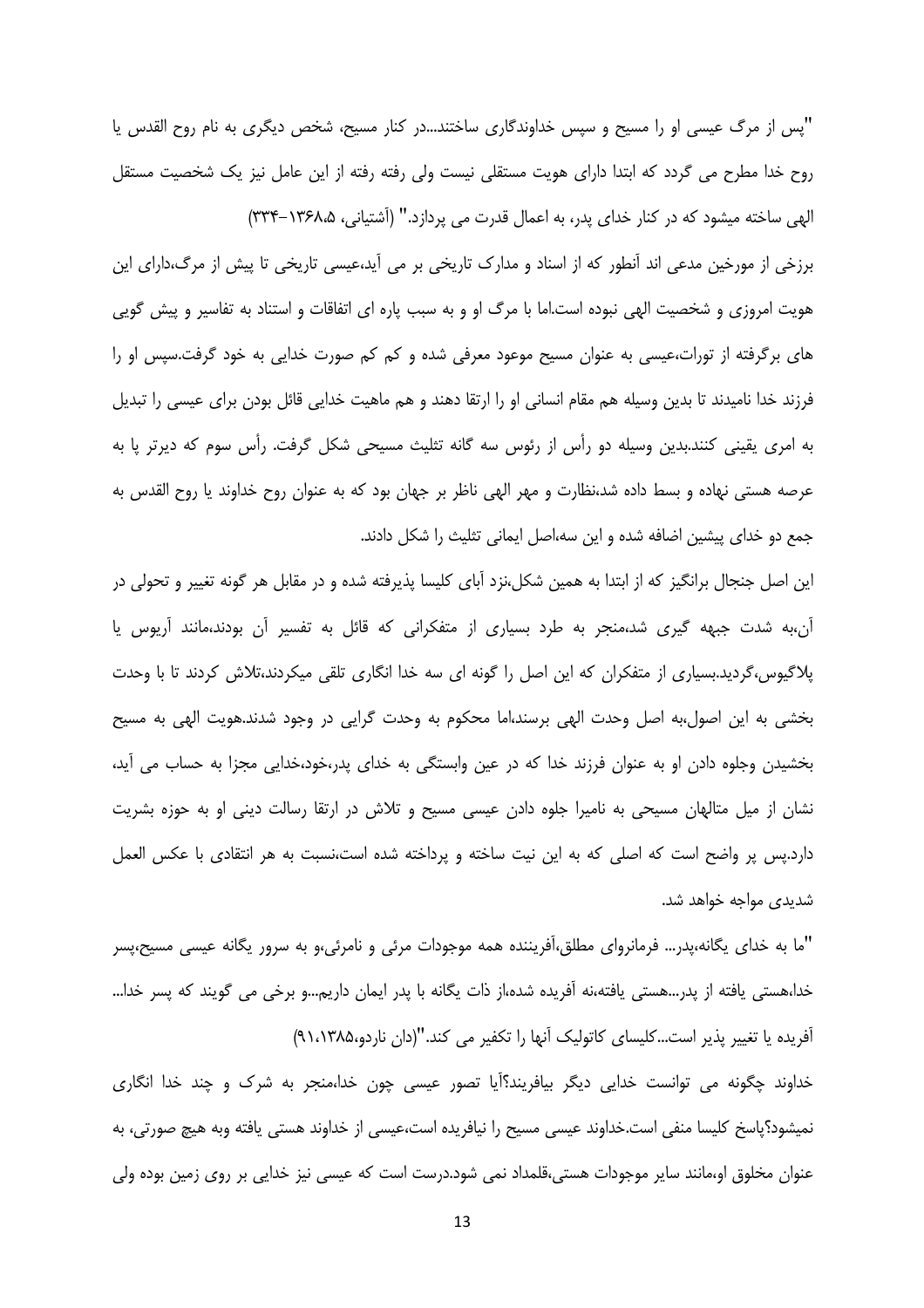"پس از مرگ عیسی او را مسیح و سپس خداوندگاری ساختند...در کنار مسیح، شخص دیگری به نام روح القدس یا روح خدا مطرح می گردد که ابتدا دارای هویت مستقلی نیست ولی رفته رفته از این عامل نیز یک شخصیت مستقل الهی ساخته میشود که در کنار خدای پدر، به اعمال قدرت می پردازد." (آشتیانی، ۱۳۶۸،۵-۳۳۴)

برزخی از مورخین مدعی اند آنطور که از اسناد و مدارک تاریخی بر می آید،عیسی تاریخی تا پیش از مرگ،دارای این هویت امروزی و شخصیت الهی نبوده است.اما با مرگ او و به سبب پاره ای اتفاقات و استناد به تفاسیر و پیش گویی های برگرفته از تورات،عیسی به عنوان مسیح موعود معرفی شده و کم کم صورت خدایی به خود گرفت.سپس او را فرزند خدا نامیدند تا بدین وسیله هم مقام انسانی او را ارتقا دهند و هم ماهیت خدایی قائل بودن برای عیسی را تبدیل به امری یقینی کنند.بدین وسیله دو رأس از رئوس سه گانه تثلیث مسیحی شکل گرفت. رأس سوم که دیرتر پا به عرصه هستی نهاده و بسط داده شد،نظارت و مهر الهی ناظر بر جهان بود که به عنوان روح خداوند یا روح القدس به جمع دو خدای پیشین اضافه شده و این سه،اصل ایمانی تثلیث را شکل دادند.

این اصل جنجال برانگیز که از ابتدا به همین شکل،نزد آبای کلیسا پذیرفته شده و در مقابل هر گونه تغییر و تحولی در آن،به شدت جبهه گیری شد،منجر به طرد بسیاری از متفکرانی که قائل به تفسیر آن بودند،مانند آریوس یا پلاگیوس،گردید.بسیاری از متفکران که این اصل را گونه ای سه خدا انگاری تلقی میکردند،تلاش کردند تا با وحدت بخشی به این اصول،به اصل وحدت الهی برسند،اما محکوم به وحدت گرایی در وجود شدند.هویت الهی به مسیح بخشیدن وجلوه دادن او به عنوان فرزند خدا که در عین وابستگی به خدای پدر،خود،خدایی مجزا به حساب می آید، نشان از میل متالهان مسیحی به نامیرا جلوه دادن عیسی مسیح و تلاش در ارتقا رسالت دینی او به حوزه بشریت دارد.پس پر واضح است که اصلی که به این نیت ساخته و پرداخته شده است،نسبت به هر انتقادی با عکس العمل شدیدی مواجه خواهد شد.

"ما به خدای یگانه،پدر... فرمانروای مطلق،آفریننده همه موجودات مرئی و نامرئی،و به سرور یگانه عیسی مسیح،پسر خدا،هستی یافته از پدر...هستی یافته،نه آفریده شده،از ذات یگانه با پدر ایمان داریم...و برخی می گویند که پسر خدا... آفریده یا تغییر پذیر است...کلیسای کاتولیک آنها را تکفیر می کند."(دان ناردو،۱۳۸۵،۹۱)

خداوند چگونه می توانست خدایی دیگر بیافریند؟آیا تصور عیسی چون خدا،منجر به شرک و چند خدا انگاری نمیشود؟پاسخ کلیسا منفی است.خداوند عیسی مسیح را نیافریده است،عیسی از خداوند هستی یافته وبه هیچ صورتی، به عنوان مخلوق او،مانند سایر موجودات هستی،قلمداد نمی شود.درست است که عیسی نیز خدایی بر روی زمین بوده ولی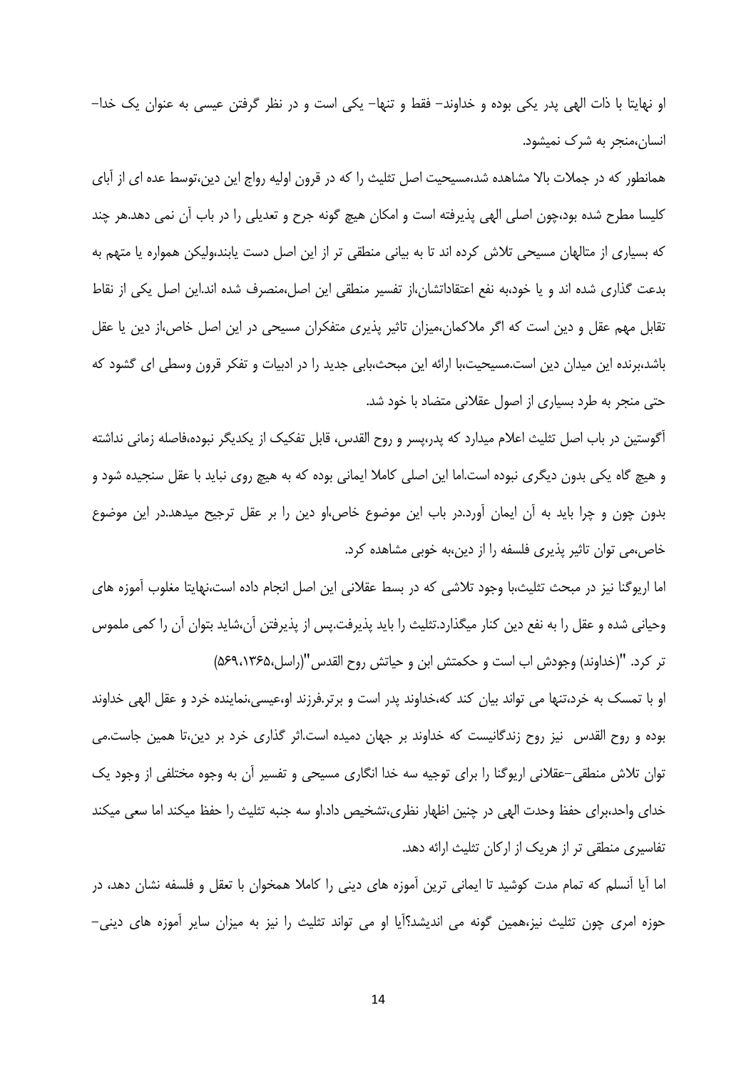او نهایتا با ذات الهی پدر یکی بوده و خداوند- فقط و تنها- یکی است و در نظر گرفتن عیسی به عنوان یک خدا-انسان،منجر به شرک نمیشود.

همانطور که در جملات بالا مشاهده شد،مسیحیت اصل تثلیث را که در قرون اولیه رواج این دین،توسط عده ای از آبای کلیسا مطرح شده بود،چون اصلی الهی پذیرفته است و امکان هیچ گونه جرح و تعدیلی را در باب آن نمی دهد.هر چند که بسیاری از متالهان مسیحی تلاش کرده اند تا به بیانی منطقی تر از این اصل دست یابند،ولیکن همواره یا متهم به بدعت گذاری شده اند و یا خود،به نفع اعتقاداتشان،از تفسیر منطقی این اصل،منصرف شده اند.این اصل یکی از نقاط تقابل مهم عقل و دین است که اگر ملاکمان،میزان تاثیر پذیری متفکران مسیحی در این اصل خاص،از دین یا عقل باشد،برنده این میدان دین است.مسیحیت،با ارائه این مبحث،بابی جدید را در ادبیات و تفکر قرون وسطی ای گشود که حتی منجر به طرد بسیاری از اصول عقلانی متضاد با خود شد.

آگوستین در باب اصل تثلیث اعلام میدارد که پدر،پسر و روح القدس، قابل تفکیک از یکدیگر نبوده،فاصله زمانی نداشته و هیچ گاه یکی بدون دیگری نبوده است.اما این اصلی کاملا ایمانی بوده که به هیچ روی نباید با عقل سنجیده شود و بدون چون و چرا باید به آن ایمان آورد.در باب این موضوع خاص،او دین را بر عقل ترجیح میدهد.در این موضوع خاص،می توان تاثیر پذیری فلسفه را از دین،به خوبی مشاهده کرد.

اما اریوگنا نیز در مبحث تثلیث،با وجود تلاشی که در بسط عقلانی این اصل انجام داده است،نهایتا مغلوب آموزه های وحیانی شده و عقل را به نفع دین کنار میگذارد.تثلیث را باید پذیرفت.پس از پذیرفتن آن،شاید بتوان آن را کمی ملموس تر کرد. "(خداوند) وجودش اب است و حکمتش ابن و حیاتش روح القدس"(راسل،۱۳۶۵،۵۶۹)

او با تمسک به خرد،تنها می تواند بیان کند که،خداوند پدر است و برتر.فرزند او،عیسی،نماینده خرد و عقل الهی خداوند بوده و روح القدس نیز روح زندگانیست که خداوند بر جهان دمیده است.اثر گذاری خرد بر دین،تا همین جاست.می توان تلاش منطقی-عقلانی اریوگنا را برای توجیه سه خدا انگاری مسیحی و تفسیر آن به وجوه مختلفی از وجود یک خدای واحد،برای حفظ وحدت الهی در چنین اظهار نظری،تشخیص داد.او سه جنبه تثلیث را حفظ میکند اما سعی میکند تفاسیری منطقی تر از هریک از ارکان تثلیث ارائه دهد.

اما آیا آنسلم که تمام مدت کوشید تا ایمانی ترین آموزه های دینی را کاملا همخوان با تعقل و فلسفه نشان دهد، در حوزه امری چون تثلیث نیز،همین گونه می اندیشد؟آیا او می تواند تثلیث را نیز به میزان سایر آموزه های دینی-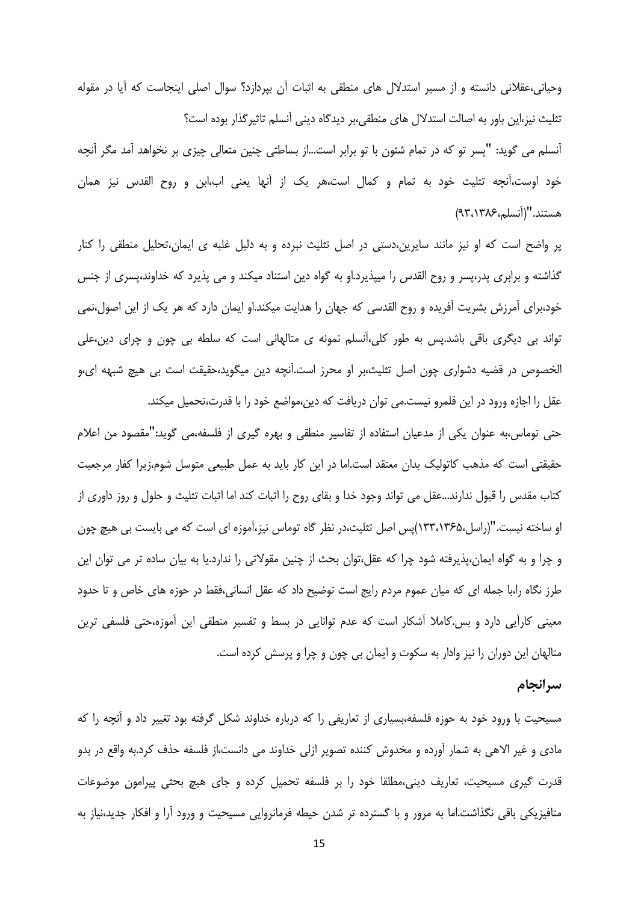وحیانی،عقلانی دانسته و از مسیر استدلال های منطقی به اثبات آن بپردازد؟ سوال اصلی اینجاست که آیا در مقوله تثلیث نیز،این باور به اصالت استدلال های منطقی،بر دیدگاه دینی آنسلم تاثیرگذار بوده است؟

آنسلم می گوید: "پسر تو که در تمام شئون با تو برابر است...از بساطتی چنین متعالی چیزی بر نخواهد آمد مگر آنچه خود اوست،آنچه تثلیث خود به تمام و کمال است،هر یک از آنها یعنی اب،ابن و روح القدس نیز همان هستند."(آنسلم،۱۳۸۶،۹۳)

پر واضح است که او نیز مانند سایرین،دستی در اصل تثلیث نبرده و به دلیل غلبه ی ایمان،تحلیل منطقی را کنار گذاشته و برابری پدر،پسر و روح القدس را میپذیرد.او به گواه دین استناد میکند و می پذیرد که خداوند،پسری از جنس خود،برای آمرزش بشریت آفریده و روح القدسی که جهان را هدایت میکند.او ایمان دارد که هر یک از این اصول،نمی تواند بی دیگری باقی باشد.پس به طور کلی،آنسلم نمونه ی متالهانی است که سلطه بی چون و چرای دین،علی الخصوص در قضیه دشواری چون اصل تثلیث،بر او محرز است.آنچه دین میگوید،حقیقت است بی هیچ شبهه ای،و عقل را اجازه ورود در این قلمرو نیست.می توان دریافت که دین،مواضع خود را با قدرت،تحمیل میکند.

حتی توماس،به عنوان یکی از مدعیان استفاده از تفاسیر منطقی و بهره گیری از فلسفه،می گوید:"مقصود من اعلام حقیقتی است که مذهب کاتولیک بدان معتقد است.اما در این کار باید به عمل طبیعی متوسل شوم،زیرا کفار مرجعیت کتاب مقدس را قبول ندارند...عقل می تواند وجود خدا و بقای روح را اثبات کند اما اثبات تثلیث و حلول و روز داوری از او ساخته نیست."(راسل،۱۳۶۵،۱۳۳)پس اصل تثلیث،در نظر گاه توماس نیز،آموزه ای است که می بایست بی هیچ چون و چرا و به گواه ایمان،پذیرفته شود چرا که عقل،توان بحث از چنین مقولاتی را ندارد.یا به بیان ساده تر می توان این طرز نگاه را،با جمله ای که میان عموم مردم رایج است توضیح داد که عقل انسانی،فقط در حوزه های خاص و تا حدود معینی کارآیی دارد و بس.کاملا آشکار است که عدم توانایی در بسط و تفسیر منطقی این آموزه،حتی فلسفی ترین متالهان این دوران را نیز وادار به سکوت و ایمان بی چون و چرا و پرسش کرده است.

## سرانجام

مسیحیت با ورود خود به حوزه فلسفه،بسیاری از تعاریفی را که درباره خداوند شکل گرفته بود تغییر داد و آنچه را که مادی و غیر الاهی به شمار آورده و مخدوش کننده تصویر ازلی خداوند می دانست،از فلسفه حذف کرد.به واقع در بدو قدرت گیری مسیحیت، تعاریف دینی،مطلقا خود را بر فلسفه تحمیل کرده و جای هیچ بحثی پیرامون موضوعات متافیزیکی باقی نگذاشت.اما به مرور و با گسترده تر شدن حیطه فرمانروایی مسیحیت و ورود آرا و افکار جدید،نیاز به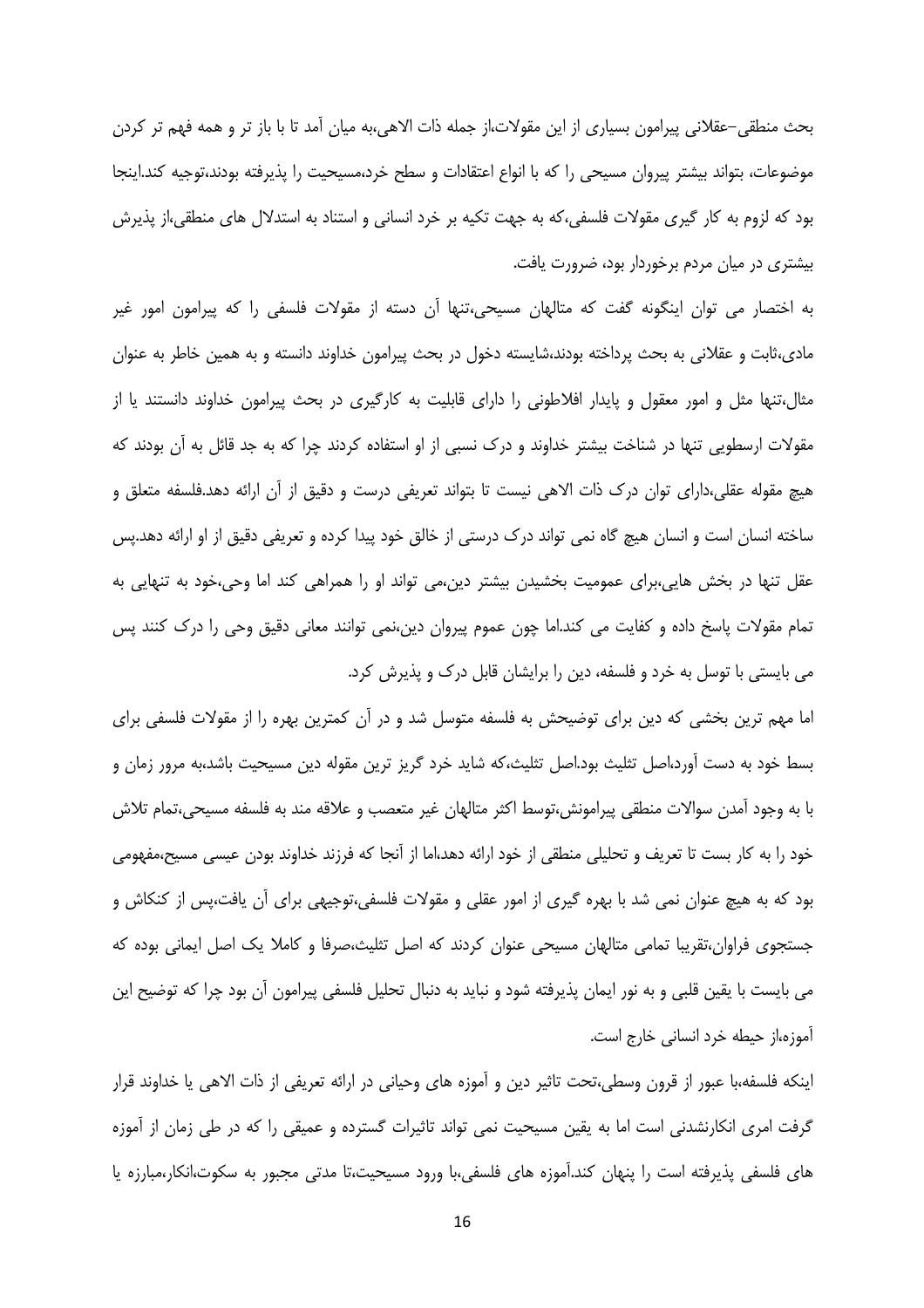بحث منطقی–عقلانی پیرامون بسیاری از این مقولات،از جمله ذات الاهی،به میان آمد تا با باز تر و همه فهم تر کردن موضوعات، بتواند بیشتر پیروان مسیحی را که با انواع اعتقادات و سطح خرد،مسیحیت را پذیرفته بودند،توجیه کند.اینجا بود که لزوم به کار گیری مقولات فلسفی،که به جهت تکیه بر خرد انسانی و استناد به استدلال های منطقی،از پذیرش بیشتری در میان مردم برخوردار بود، ضرورت یافت.

به اختصار می توان اینگونه گفت که متالهان مسیحی،تنها آن دسته از مقولات فلسفی را که پیرامون امور غیر مادی،ثابت و عقلانی به بحث پرداخته بودند،شایسته دخول در بحث پیرامون خداوند دانسته و به همین خاطر به عنوان مثال،تنها مثل و امور معقول و پایدار افلاطونی را دارای قابلیت به کارگیری در بحث پیرامون خداوند دانستند یا از مقولات ارسطویی تنها در شناخت بیشتر خداوند و درک نسبی از او استفاده کردند چرا که به جد قائل به آن بودند که هیچ مقوله عقلی،دارای توان درک ذات الاهی نیست تا بتواند تعریفی درست و دقیق از آن ارائه دهد.فلسفه متعلق و ساخته انسان است و انسان هیچ گاه نمی تواند درک درستی از خالق خود پیدا کرده و تعریفی دقیق از او ارائه دهد.پس عقل تنها در بخش هایی،برای عمومیت بخشیدن بیشتر دین،می تواند او را همراهی کند اما وحی،خود به تنهایی به تمام مقولات پاسخ داده و کفایت می کند.اما چون عموم پیروان دین،نمی توانند معانی دقیق وحی را درک کنند پس می بایستی با توسل به خرد و فلسفه، دین را برایشان قابل درک و پذیرش کرد.

اما مهم ترین بخشی که دین برای توضیحش به فلسفه متوسل شد و در آن کمترین بهره را از مقولات فلسفی برای بسط خود به دست آورد،اصل تثلیث بود.اصل تثلیث،که شاید خرد گریز ترین مقوله دین مسیحیت باشد،به مرور زمان و با به وجود آمدن سوالات منطقی پیرامونش،توسط اکثر متالهان غیر متعصب و علاقه مند به فلسفه مسیحی،تمام تلاش خود را به کار بست تا تعریف و تحلیلی منطقی از خود ارائه دهد،اما از آنجا که فرزند خداوند بودن عیسی مسیح،مفهومی بود که به هیچ عنوان نمی شد با بهره گیری از امور عقلی و مقولات فلسفی،توجیهی برای آن یافت،پس از کنکاش و جستجوی فراوان،تقریبا تمامی متالهان مسیحی عنوان کردند که اصل تثلیث،صرفا و کاملا یک اصل ایمانی بوده که می بایست با یقین قلبی و به نور ایمان پذیرفته شود و نباید به دنبال تحلیل فلسفی پیرامون آن بود چرا که توضیح این آموزه،از حیطه خرد انسانی خارج است.

اینکه فلسفه،با عبور از قرون وسطی،تحت تاثیر دین و آموزه های وحیانی در ارائه تعریفی از ذات الاهی یا خداوند قرار گرفت امری انکارنشدنی است اما به یقین مسیحیت نمی تواند تاثیرات گسترده و عمیقی را که در طی زمان از آموزه های فلسفی پذیرفته است را پنهان کند.آموزه های فلسفی،با ورود مسیحیت،تا مدتی مجبور به سکوت،انکار،مبارزه یا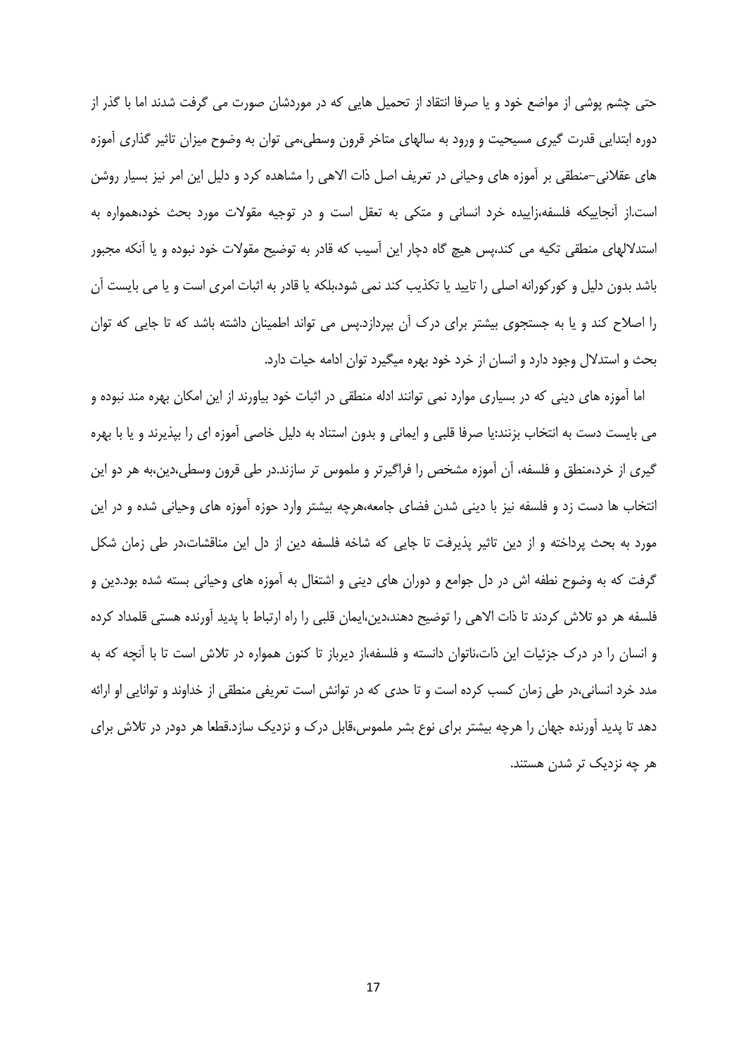حتی چشم پوشی از مواضع خود و یا صرفا انتقاد از تحمیل هایی که در موردشان صورت می گرفت شدند اما با گذر از دوره ابتدایی قدرت گیری مسیحیت و ورود به سالهای متاخر قرون وسطی،می توان به وضوح میزان تاثیر گذاری آموزه های عقلانی–منطقی بر آموزه های وحیانی در تعریف اصل ذات الاهی را مشاهده کرد و دلیل این امر نیز بسیار روشن است.از آنجاییکه فلسفه،زاییده خرد انسانی و متکی به تعقل است و در توجیه مقولات مورد بحث خود،همواره به استدلالهای منطقی تکیه می کند،پس هیچ گاه دچار این آسیب که قادر به توضیح مقولات خود نبوده و یا آنکه مجبور باشد بدون دلیل و کورکورانه اصلی را تایید یا تکذیب کند نمی شود،بلکه یا قادر به اثبات امری است و یا می بایست آن را اصلاح کند و یا به جستجوی بیشتر برای درک آن بپردازد.پس می تواند اطمینان داشته باشد که تا جایی که توان بحث و استدلال وجود دارد و انسان از خرد خود بهره میگیرد توان ادامه حیات دارد.

اما آموزه های دینی که در بسیاری موارد نمی توانند ادله منطقی در اثبات خود بیاورند از این امکان بهره مند نبوده و می بایست دست به انتخاب بزنند:یا صرفا قلبی و ایمانی و بدون استناد به دلیل خاصی آموزه ای را بپذیرند و یا با بهره گیری از خرد،منطق و فلسفه، آن آموزه مشخص را فراگیرتر و ملموس تر سازند.در طی قرون وسطی،دین،به هر دو این انتخاب ها دست زد و فلسفه نیز با دینی شدن فضای جامعه،هرچه بیشتر وارد حوزه آموزه های وحیانی شده و در این مورد به بحث پرداخته و از دین تاثیر پذیرفت تا جایی که شاخه فلسفه دین از دل این مناقشات،در طی زمان شکل گرفت که به وضوح نطفه اش در دل جوامع و دوران های دینی و اشتغال به آموزه های وحیانی بسته شده بود.دین و فلسفه هر دو تلاش کردند تا ذات الاهی را توضیح دهند،دین،ایمان قلبی را راه ارتباط با پدید آورنده هستی قلمداد کرده و انسان را در درک جزئیات این ذات،ناتوان دانسته و فلسفه،از دیرباز تا کنون همواره در تلاش است تا با آنچه که به مدد خرد انسانی،در طی زمان کسب کرده است و تا حدی که در توانش است تعریفی منطقی از خداوند و توانایی او ارائه دهد تا پدید آورنده جهان را هرچه بیشتر برای نوع بشر ملموس،قابل درک و نزدیک سازد.قطعا هر دودر در تلاش برای هر چه نزدیک تر شدن هستند.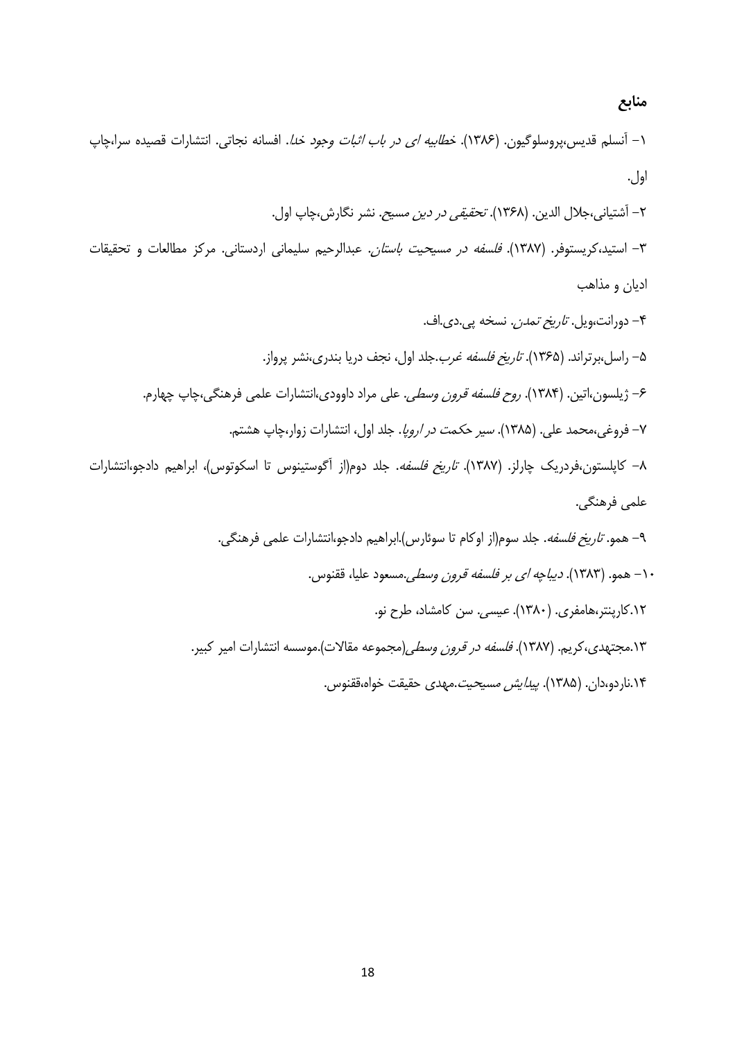## منابع

۱- آنسلم قدیس،پروسلوگیون. (۱۳۸۶). *خطابیه ای در باب اثبات وجود خدا*. افسانه نجاتی. انتشارات قصیده سرا،چاپ اول.

۲- آشتیانی،جلال الدین. (۱۳۶۸). *تحقیقی در دین مسیح*. نشر نگارش،چاپ اول.

۳- استید،کریستوفر. (۱۳۸۷). *فلسفه در مسیحیت باستان*. عبدالرحیم سلیمانی اردستانی. مرکز مطالعات و تحقیقات ادیان و مذاهب

۴- دورانت،ویل. *تاریخ تمدن*. نسخه پی.دی.اف.

۵- راسل،برتراند. (۱۳۶۵). *تاریخ فلسفه غرب*.جلد اول، نجف دریا بندری،نشر پرواز.

۶- ژیلسون،اتین. (۱۳۸۴). *روح فلسفه قرون وسطی*. علی مراد داوودی،انتشارات علمی فرهنگی،چاپ چهارم.

۷- فروغی،محمد علی. (۱۳۸۵). *سیر حکمت در اروپا*. جلد اول، انتشارات زوار،چاپ هشتم.

۸- کاپلستون،فردریک چارلز. (۱۳۸۷). *تاریخ فلسفه*. جلد دوم(از آگوستینوس تا اسکوتوس)، ابراهیم دادجو،انتشارات علمی فرهنگی.

۹- همو. *تاریخ فلسفه*. جلد سوم(از اوکام تا سوئارس).ابراهیم دادجو،انتشارات علمی فرهنگی.

۱۰- همو. (۱۳۸۳). *دیباچه ای بر فلسفه قرون وسطی*.مسعود علیا، ققنوس.

۱۲.کارپنتر،هامفری. (۱۳۸۰). عیسی. سن کامشاد، طرح نو.

۱۳.مجتهدی،کریم. (۱۳۸۷). *فلسفه در قرون وسطی*(مجموعه مقالات).موسسه انتشارات امیر کبیر.

۱۴.ناردو،دان. (۱۳۸۵). *پیدایش مسیحیت*.مهدی حقیقت خواه،ققنوس.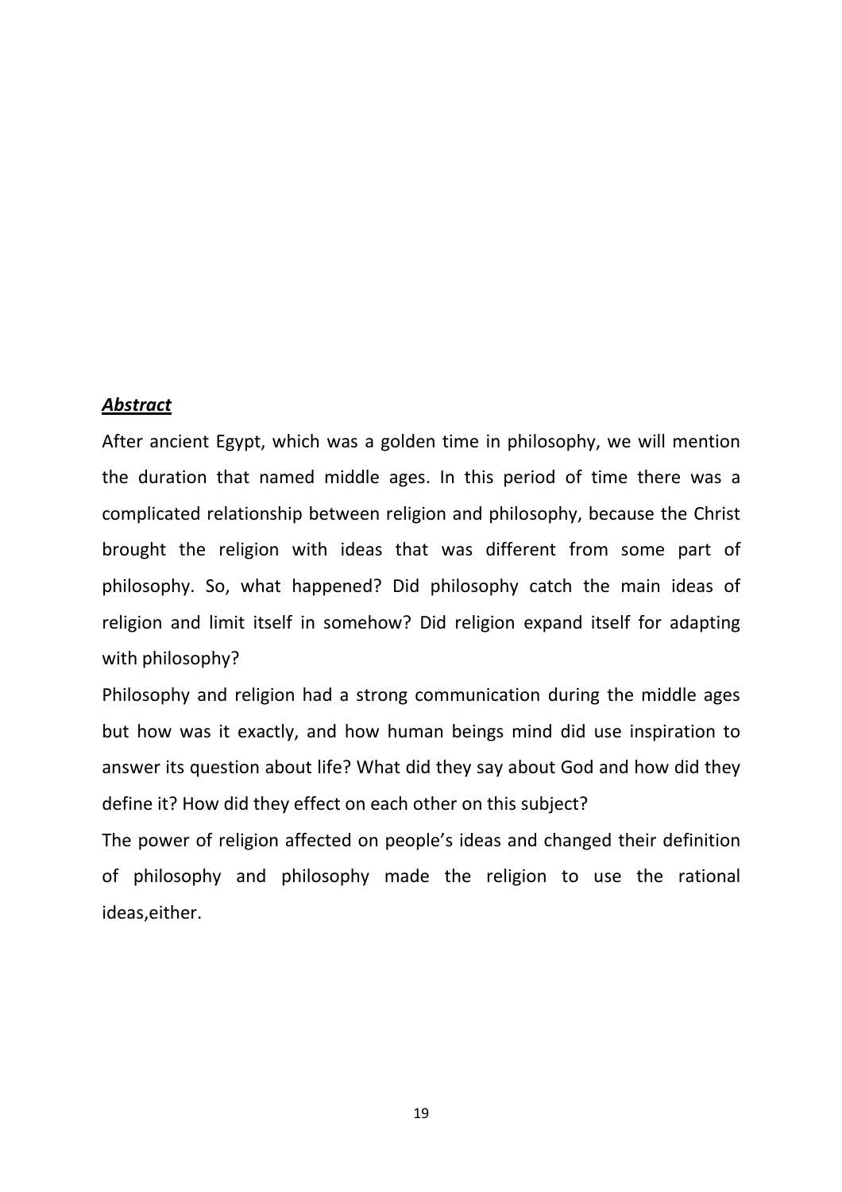***Abstract***

After ancient Egypt, which was a golden time in philosophy, we will mention the duration that named middle ages. In this period of time there was a complicated relationship between religion and philosophy, because the Christ brought the religion with ideas that was different from some part of philosophy. So, what happened? Did philosophy catch the main ideas of religion and limit itself in somehow? Did religion expand itself for adapting with philosophy?

Philosophy and religion had a strong communication during the middle ages but how was it exactly, and how human beings mind did use inspiration to answer its question about life? What did they say about God and how did they define it? How did they effect on each other on this subject?

The power of religion affected on people's ideas and changed their definition of philosophy and philosophy made the religion to use the rational ideas,either.